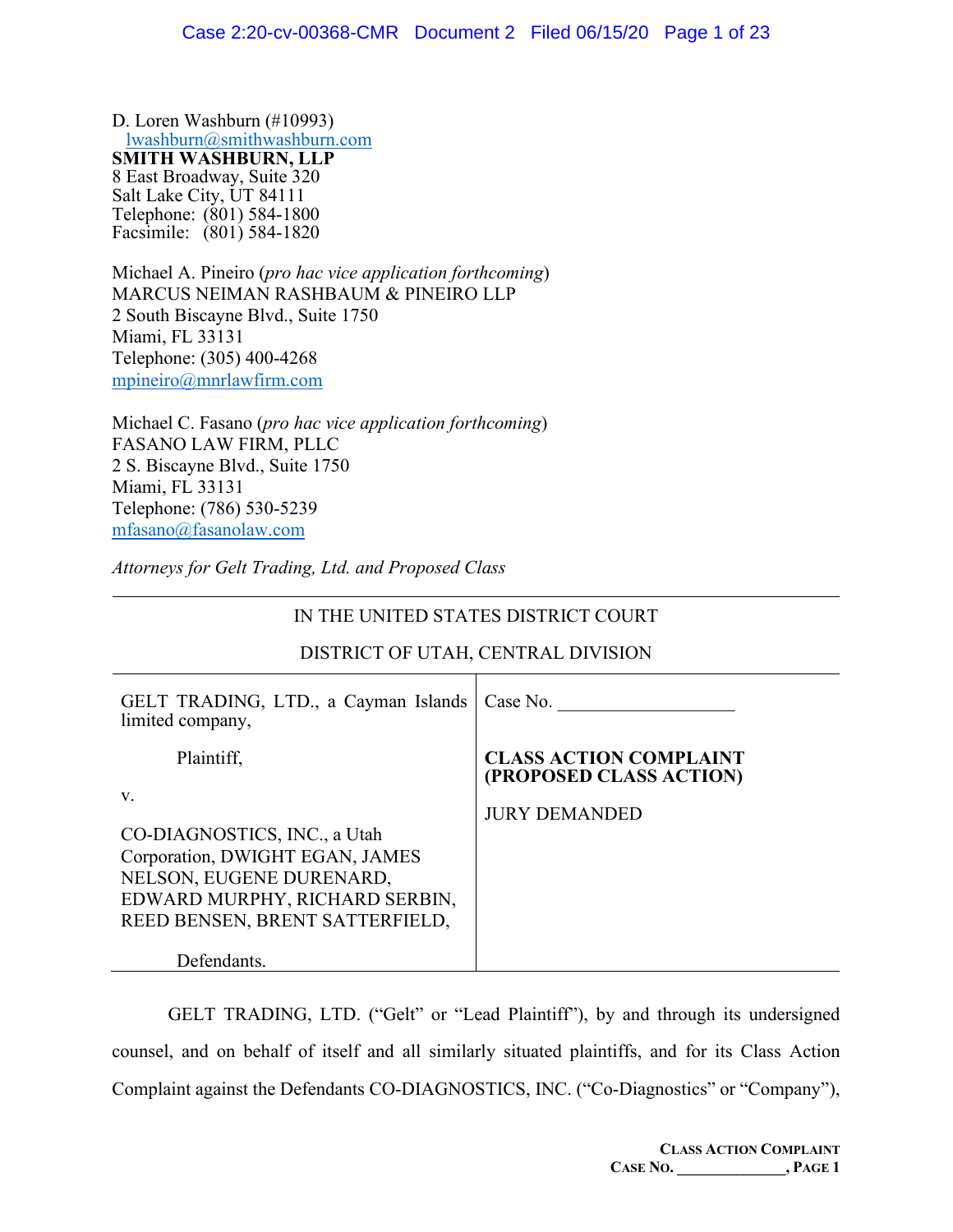D. Loren Washburn (#10993)
lwashburn@smithwashburn.com
**SMITH WASHBURN, LLP**
8 East Broadway, Suite 320
Salt Lake City, UT 84111
Telephone: (801) 584-1800
Facsimile: (801) 584-1820

Michael A. Pineiro (*pro hac vice application forthcoming*)
MARCUS NEIMAN RASHBAUM & PINEIRO LLP
2 South Biscayne Blvd., Suite 1750
Miami, FL 33131
Telephone: (305) 400-4268
mpineiro@mnrlawfirm.com

Michael C. Fasano (*pro hac vice application forthcoming*)
FASANO LAW FIRM, PLLC
2 S. Biscayne Blvd., Suite 1750
Miami, FL 33131
Telephone: (786) 530-5239
mfasano@fasanolaw.com

*Attorneys for Gelt Trading, Ltd. and Proposed Class*

IN THE UNITED STATES DISTRICT COURT

DISTRICT OF UTAH, CENTRAL DIVISION

| | |
|---|---|
| GELT TRADING, LTD., a Cayman Islands limited company,<br><br>Plaintiff,<br><br>v.<br><br>CO-DIAGNOSTICS, INC., a Utah Corporation, DWIGHT EGAN, JAMES NELSON, EUGENE DURENARD, EDWARD MURPHY, RICHARD SERBIN, REED BENSEN, BRENT SATTERFIELD,<br><br>Defendants. | Case No. ___________________<br><br>**CLASS ACTION COMPLAINT (PROPOSED CLASS ACTION)**<br><br>JURY DEMANDED |

GELT TRADING, LTD. ("Gelt" or "Lead Plaintiff"), by and through its undersigned counsel, and on behalf of itself and all similarly situated plaintiffs, and for its Class Action Complaint against the Defendants CO-DIAGNOSTICS, INC. ("Co-Diagnostics" or "Company"),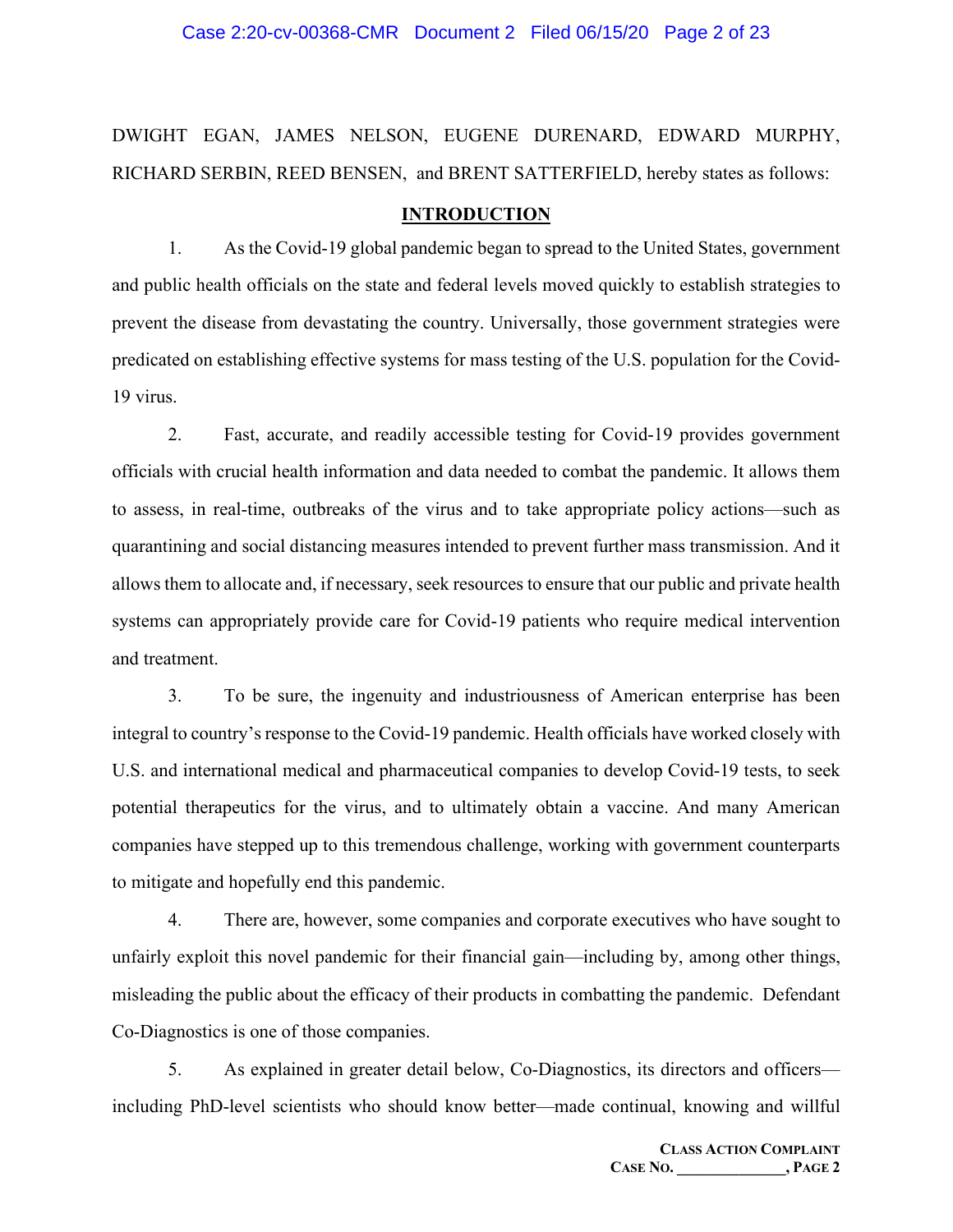DWIGHT EGAN, JAMES NELSON, EUGENE DURENARD, EDWARD MURPHY, RICHARD SERBIN, REED BENSEN, and BRENT SATTERFIELD, hereby states as follows:

## INTRODUCTION

1. As the Covid-19 global pandemic began to spread to the United States, government and public health officials on the state and federal levels moved quickly to establish strategies to prevent the disease from devastating the country. Universally, those government strategies were predicated on establishing effective systems for mass testing of the U.S. population for the Covid-19 virus.

2. Fast, accurate, and readily accessible testing for Covid-19 provides government officials with crucial health information and data needed to combat the pandemic. It allows them to assess, in real-time, outbreaks of the virus and to take appropriate policy actions—such as quarantining and social distancing measures intended to prevent further mass transmission. And it allows them to allocate and, if necessary, seek resources to ensure that our public and private health systems can appropriately provide care for Covid-19 patients who require medical intervention and treatment.

3. To be sure, the ingenuity and industriousness of American enterprise has been integral to country's response to the Covid-19 pandemic. Health officials have worked closely with U.S. and international medical and pharmaceutical companies to develop Covid-19 tests, to seek potential therapeutics for the virus, and to ultimately obtain a vaccine. And many American companies have stepped up to this tremendous challenge, working with government counterparts to mitigate and hopefully end this pandemic.

4. There are, however, some companies and corporate executives who have sought to unfairly exploit this novel pandemic for their financial gain—including by, among other things, misleading the public about the efficacy of their products in combatting the pandemic. Defendant Co-Diagnostics is one of those companies.

5. As explained in greater detail below, Co-Diagnostics, its directors and officers—including PhD-level scientists who should know better—made continual, knowing and willful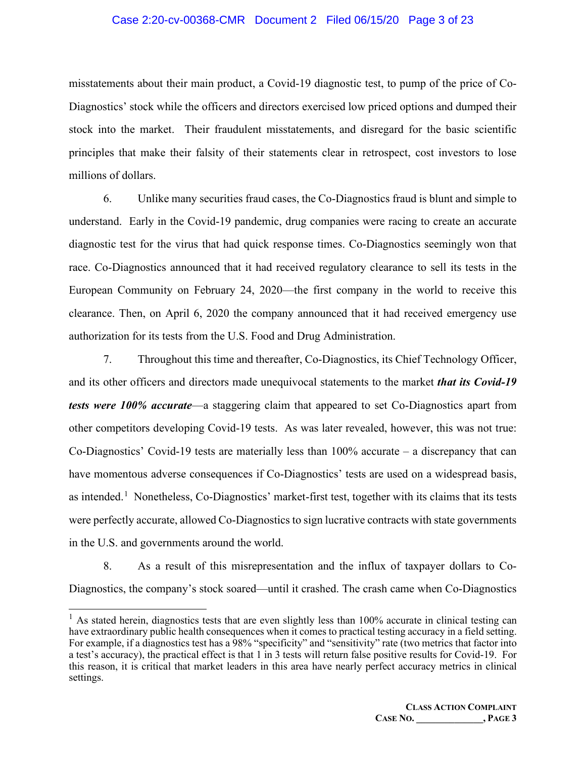misstatements about their main product, a Covid-19 diagnostic test, to pump of the price of Co-Diagnostics' stock while the officers and directors exercised low priced options and dumped their stock into the market. Their fraudulent misstatements, and disregard for the basic scientific principles that make their falsity of their statements clear in retrospect, cost investors to lose millions of dollars.

6. Unlike many securities fraud cases, the Co-Diagnostics fraud is blunt and simple to understand. Early in the Covid-19 pandemic, drug companies were racing to create an accurate diagnostic test for the virus that had quick response times. Co-Diagnostics seemingly won that race. Co-Diagnostics announced that it had received regulatory clearance to sell its tests in the European Community on February 24, 2020—the first company in the world to receive this clearance. Then, on April 6, 2020 the company announced that it had received emergency use authorization for its tests from the U.S. Food and Drug Administration.

7. Throughout this time and thereafter, Co-Diagnostics, its Chief Technology Officer, and its other officers and directors made unequivocal statements to the market ***that its Covid-19 tests were 100% accurate***—a staggering claim that appeared to set Co-Diagnostics apart from other competitors developing Covid-19 tests. As was later revealed, however, this was not true: Co-Diagnostics' Covid-19 tests are materially less than 100% accurate – a discrepancy that can have momentous adverse consequences if Co-Diagnostics' tests are used on a widespread basis, as intended.[1] Nonetheless, Co-Diagnostics' market-first test, together with its claims that its tests were perfectly accurate, allowed Co-Diagnostics to sign lucrative contracts with state governments in the U.S. and governments around the world.

8. As a result of this misrepresentation and the influx of taxpayer dollars to Co-Diagnostics, the company's stock soared—until it crashed. The crash came when Co-Diagnostics

---

[1] As stated herein, diagnostics tests that are even slightly less than 100% accurate in clinical testing can have extraordinary public health consequences when it comes to practical testing accuracy in a field setting. For example, if a diagnostics test has a 98% "specificity" and "sensitivity" rate (two metrics that factor into a test's accuracy), the practical effect is that 1 in 3 tests will return false positive results for Covid-19. For this reason, it is critical that market leaders in this area have nearly perfect accuracy metrics in clinical settings.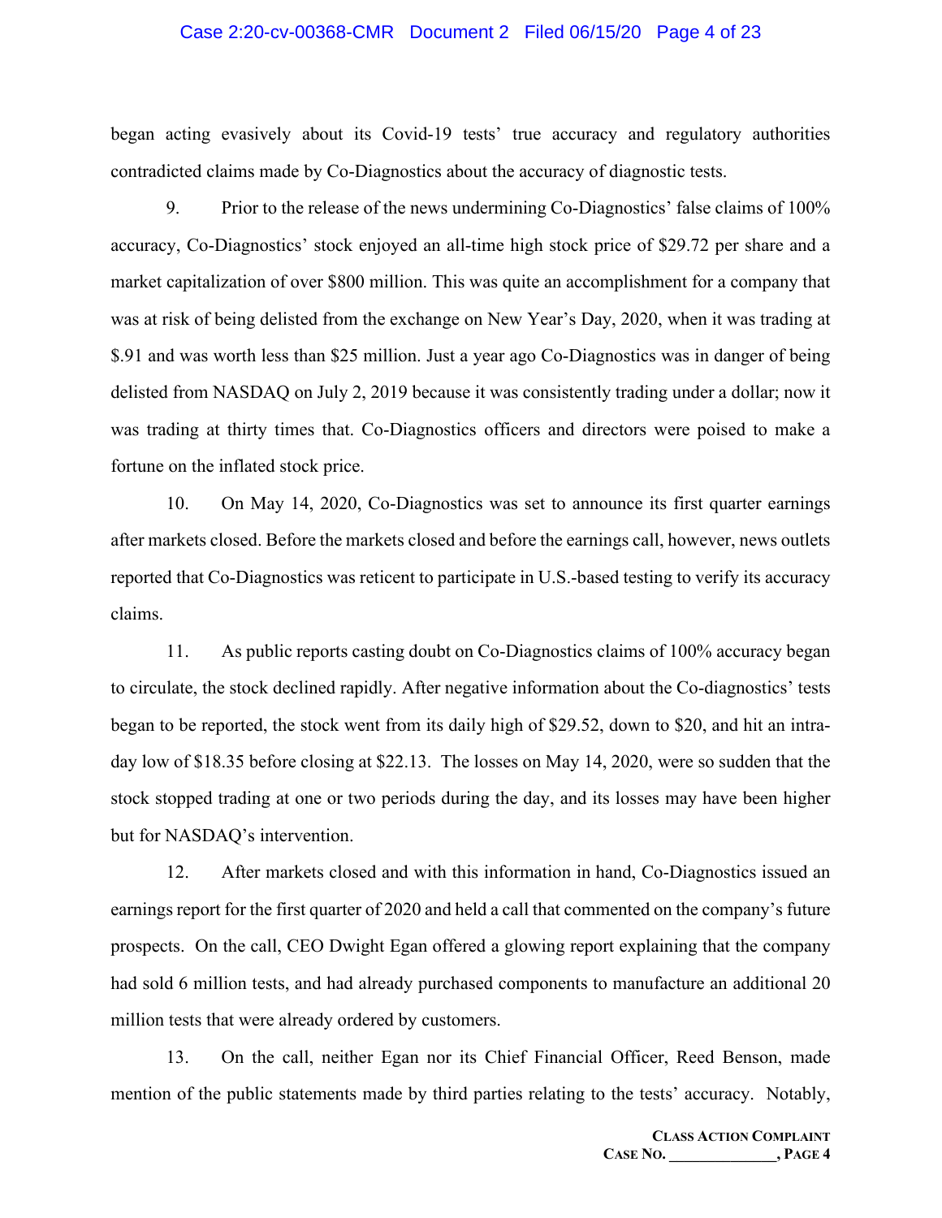began acting evasively about its Covid-19 tests' true accuracy and regulatory authorities contradicted claims made by Co-Diagnostics about the accuracy of diagnostic tests.

9. Prior to the release of the news undermining Co-Diagnostics' false claims of 100% accuracy, Co-Diagnostics' stock enjoyed an all-time high stock price of $29.72 per share and a market capitalization of over $800 million. This was quite an accomplishment for a company that was at risk of being delisted from the exchange on New Year's Day, 2020, when it was trading at $.91 and was worth less than $25 million. Just a year ago Co-Diagnostics was in danger of being delisted from NASDAQ on July 2, 2019 because it was consistently trading under a dollar; now it was trading at thirty times that. Co-Diagnostics officers and directors were poised to make a fortune on the inflated stock price.

10. On May 14, 2020, Co-Diagnostics was set to announce its first quarter earnings after markets closed. Before the markets closed and before the earnings call, however, news outlets reported that Co-Diagnostics was reticent to participate in U.S.-based testing to verify its accuracy claims.

11. As public reports casting doubt on Co-Diagnostics claims of 100% accuracy began to circulate, the stock declined rapidly. After negative information about the Co-diagnostics' tests began to be reported, the stock went from its daily high of $29.52, down to $20, and hit an intra-day low of $18.35 before closing at $22.13. The losses on May 14, 2020, were so sudden that the stock stopped trading at one or two periods during the day, and its losses may have been higher but for NASDAQ's intervention.

12. After markets closed and with this information in hand, Co-Diagnostics issued an earnings report for the first quarter of 2020 and held a call that commented on the company's future prospects. On the call, CEO Dwight Egan offered a glowing report explaining that the company had sold 6 million tests, and had already purchased components to manufacture an additional 20 million tests that were already ordered by customers.

13. On the call, neither Egan nor its Chief Financial Officer, Reed Benson, made mention of the public statements made by third parties relating to the tests' accuracy. Notably,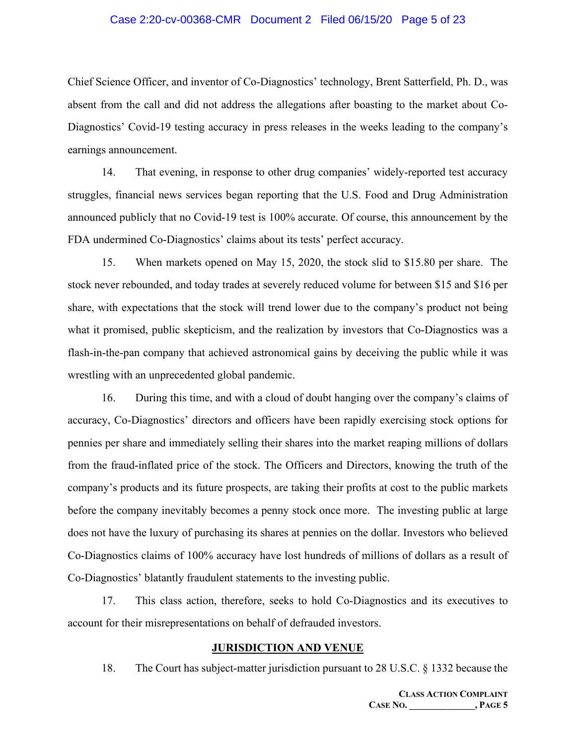Chief Science Officer, and inventor of Co-Diagnostics' technology, Brent Satterfield, Ph. D., was absent from the call and did not address the allegations after boasting to the market about Co-Diagnostics' Covid-19 testing accuracy in press releases in the weeks leading to the company's earnings announcement.

14. That evening, in response to other drug companies' widely-reported test accuracy struggles, financial news services began reporting that the U.S. Food and Drug Administration announced publicly that no Covid-19 test is 100% accurate. Of course, this announcement by the FDA undermined Co-Diagnostics' claims about its tests' perfect accuracy.

15. When markets opened on May 15, 2020, the stock slid to $15.80 per share. The stock never rebounded, and today trades at severely reduced volume for between $15 and $16 per share, with expectations that the stock will trend lower due to the company's product not being what it promised, public skepticism, and the realization by investors that Co-Diagnostics was a flash-in-the-pan company that achieved astronomical gains by deceiving the public while it was wrestling with an unprecedented global pandemic.

16. During this time, and with a cloud of doubt hanging over the company's claims of accuracy, Co-Diagnostics' directors and officers have been rapidly exercising stock options for pennies per share and immediately selling their shares into the market reaping millions of dollars from the fraud-inflated price of the stock. The Officers and Directors, knowing the truth of the company's products and its future prospects, are taking their profits at cost to the public markets before the company inevitably becomes a penny stock once more. The investing public at large does not have the luxury of purchasing its shares at pennies on the dollar. Investors who believed Co-Diagnostics claims of 100% accuracy have lost hundreds of millions of dollars as a result of Co-Diagnostics' blatantly fraudulent statements to the investing public.

17. This class action, therefore, seeks to hold Co-Diagnostics and its executives to account for their misrepresentations on behalf of defrauded investors.

## JURISDICTION AND VENUE

18. The Court has subject-matter jurisdiction pursuant to 28 U.S.C. § 1332 because the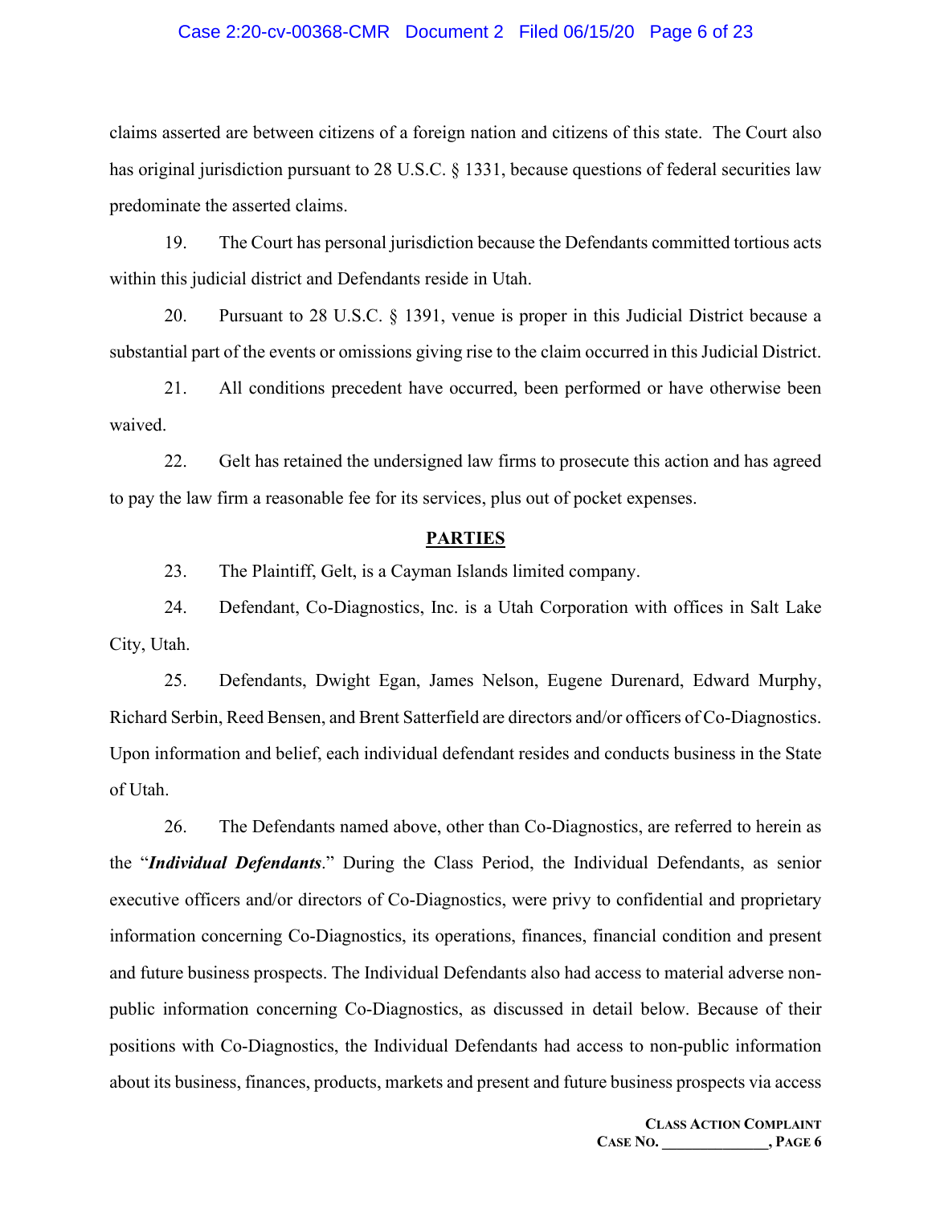claims asserted are between citizens of a foreign nation and citizens of this state. The Court also has original jurisdiction pursuant to 28 U.S.C. § 1331, because questions of federal securities law predominate the asserted claims.

19. The Court has personal jurisdiction because the Defendants committed tortious acts within this judicial district and Defendants reside in Utah.

20. Pursuant to 28 U.S.C. § 1391, venue is proper in this Judicial District because a substantial part of the events or omissions giving rise to the claim occurred in this Judicial District.

21. All conditions precedent have occurred, been performed or have otherwise been waived.

22. Gelt has retained the undersigned law firms to prosecute this action and has agreed to pay the law firm a reasonable fee for its services, plus out of pocket expenses.

## PARTIES

23. The Plaintiff, Gelt, is a Cayman Islands limited company.

24. Defendant, Co-Diagnostics, Inc. is a Utah Corporation with offices in Salt Lake City, Utah.

25. Defendants, Dwight Egan, James Nelson, Eugene Durenard, Edward Murphy, Richard Serbin, Reed Bensen, and Brent Satterfield are directors and/or officers of Co-Diagnostics. Upon information and belief, each individual defendant resides and conducts business in the State of Utah.

26. The Defendants named above, other than Co-Diagnostics, are referred to herein as the "***Individual Defendants***." During the Class Period, the Individual Defendants, as senior executive officers and/or directors of Co-Diagnostics, were privy to confidential and proprietary information concerning Co-Diagnostics, its operations, finances, financial condition and present and future business prospects. The Individual Defendants also had access to material adverse non-public information concerning Co-Diagnostics, as discussed in detail below. Because of their positions with Co-Diagnostics, the Individual Defendants had access to non-public information about its business, finances, products, markets and present and future business prospects via access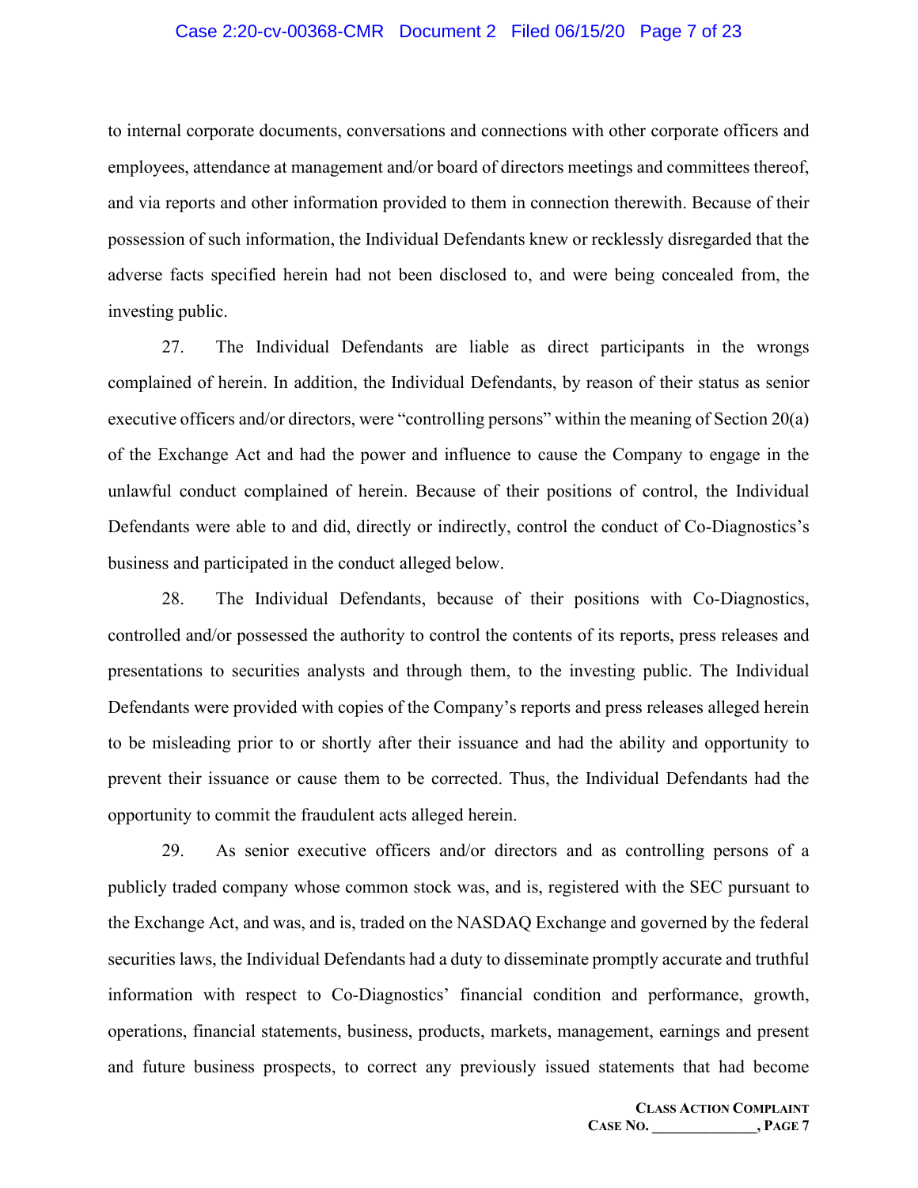to internal corporate documents, conversations and connections with other corporate officers and employees, attendance at management and/or board of directors meetings and committees thereof, and via reports and other information provided to them in connection therewith. Because of their possession of such information, the Individual Defendants knew or recklessly disregarded that the adverse facts specified herein had not been disclosed to, and were being concealed from, the investing public.

27. The Individual Defendants are liable as direct participants in the wrongs complained of herein. In addition, the Individual Defendants, by reason of their status as senior executive officers and/or directors, were "controlling persons" within the meaning of Section 20(a) of the Exchange Act and had the power and influence to cause the Company to engage in the unlawful conduct complained of herein. Because of their positions of control, the Individual Defendants were able to and did, directly or indirectly, control the conduct of Co-Diagnostics's business and participated in the conduct alleged below.

28. The Individual Defendants, because of their positions with Co-Diagnostics, controlled and/or possessed the authority to control the contents of its reports, press releases and presentations to securities analysts and through them, to the investing public. The Individual Defendants were provided with copies of the Company's reports and press releases alleged herein to be misleading prior to or shortly after their issuance and had the ability and opportunity to prevent their issuance or cause them to be corrected. Thus, the Individual Defendants had the opportunity to commit the fraudulent acts alleged herein.

29. As senior executive officers and/or directors and as controlling persons of a publicly traded company whose common stock was, and is, registered with the SEC pursuant to the Exchange Act, and was, and is, traded on the NASDAQ Exchange and governed by the federal securities laws, the Individual Defendants had a duty to disseminate promptly accurate and truthful information with respect to Co-Diagnostics' financial condition and performance, growth, operations, financial statements, business, products, markets, management, earnings and present and future business prospects, to correct any previously issued statements that had become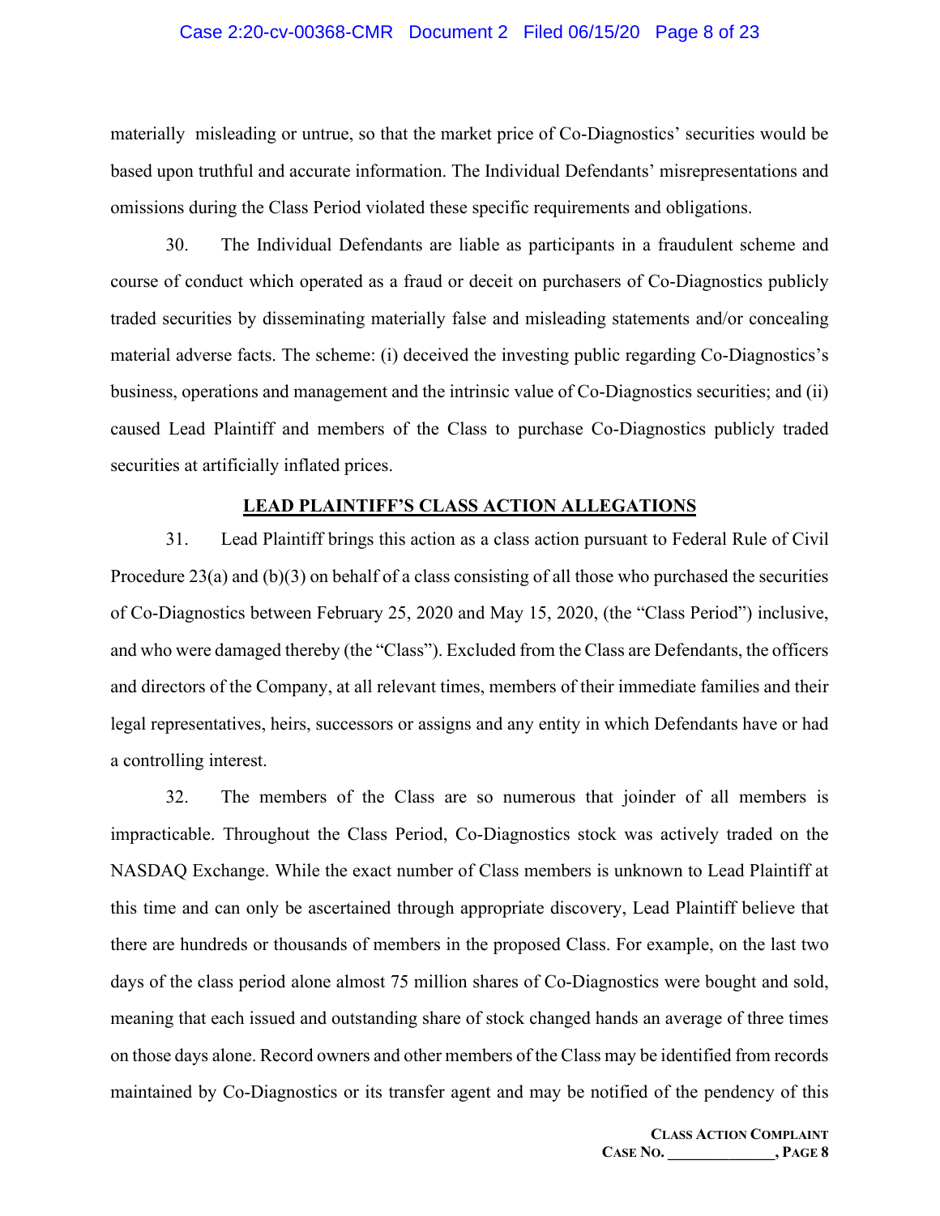materially misleading or untrue, so that the market price of Co-Diagnostics' securities would be based upon truthful and accurate information. The Individual Defendants' misrepresentations and omissions during the Class Period violated these specific requirements and obligations.

30. The Individual Defendants are liable as participants in a fraudulent scheme and course of conduct which operated as a fraud or deceit on purchasers of Co-Diagnostics publicly traded securities by disseminating materially false and misleading statements and/or concealing material adverse facts. The scheme: (i) deceived the investing public regarding Co-Diagnostics's business, operations and management and the intrinsic value of Co-Diagnostics securities; and (ii) caused Lead Plaintiff and members of the Class to purchase Co-Diagnostics publicly traded securities at artificially inflated prices.

## LEAD PLAINTIFF'S CLASS ACTION ALLEGATIONS

31. Lead Plaintiff brings this action as a class action pursuant to Federal Rule of Civil Procedure 23(a) and (b)(3) on behalf of a class consisting of all those who purchased the securities of Co-Diagnostics between February 25, 2020 and May 15, 2020, (the "Class Period") inclusive, and who were damaged thereby (the "Class"). Excluded from the Class are Defendants, the officers and directors of the Company, at all relevant times, members of their immediate families and their legal representatives, heirs, successors or assigns and any entity in which Defendants have or had a controlling interest.

32. The members of the Class are so numerous that joinder of all members is impracticable. Throughout the Class Period, Co-Diagnostics stock was actively traded on the NASDAQ Exchange. While the exact number of Class members is unknown to Lead Plaintiff at this time and can only be ascertained through appropriate discovery, Lead Plaintiff believe that there are hundreds or thousands of members in the proposed Class. For example, on the last two days of the class period alone almost 75 million shares of Co-Diagnostics were bought and sold, meaning that each issued and outstanding share of stock changed hands an average of three times on those days alone. Record owners and other members of the Class may be identified from records maintained by Co-Diagnostics or its transfer agent and may be notified of the pendency of this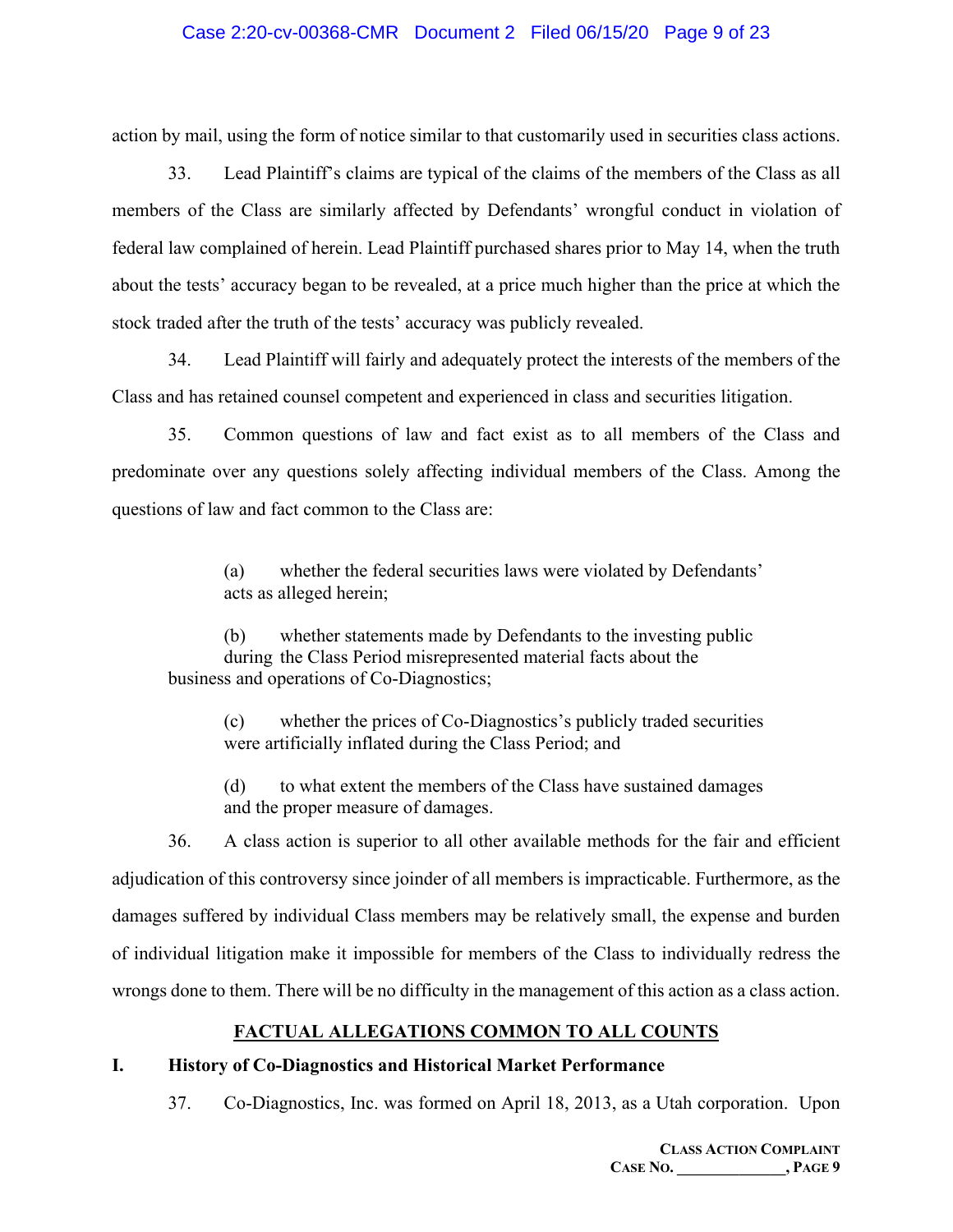action by mail, using the form of notice similar to that customarily used in securities class actions.

33. Lead Plaintiff's claims are typical of the claims of the members of the Class as all members of the Class are similarly affected by Defendants' wrongful conduct in violation of federal law complained of herein. Lead Plaintiff purchased shares prior to May 14, when the truth about the tests' accuracy began to be revealed, at a price much higher than the price at which the stock traded after the truth of the tests' accuracy was publicly revealed.

34. Lead Plaintiff will fairly and adequately protect the interests of the members of the Class and has retained counsel competent and experienced in class and securities litigation.

35. Common questions of law and fact exist as to all members of the Class and predominate over any questions solely affecting individual members of the Class. Among the questions of law and fact common to the Class are:

> (a) whether the federal securities laws were violated by Defendants' acts as alleged herein;
>
> (b) whether statements made by Defendants to the investing public during the Class Period misrepresented material facts about the business and operations of Co-Diagnostics;
>
> (c) whether the prices of Co-Diagnostics's publicly traded securities were artificially inflated during the Class Period; and
>
> (d) to what extent the members of the Class have sustained damages and the proper measure of damages.

36. A class action is superior to all other available methods for the fair and efficient adjudication of this controversy since joinder of all members is impracticable. Furthermore, as the damages suffered by individual Class members may be relatively small, the expense and burden of individual litigation make it impossible for members of the Class to individually redress the wrongs done to them. There will be no difficulty in the management of this action as a class action.

## FACTUAL ALLEGATIONS COMMON TO ALL COUNTS

### I. History of Co-Diagnostics and Historical Market Performance

37. Co-Diagnostics, Inc. was formed on April 18, 2013, as a Utah corporation. Upon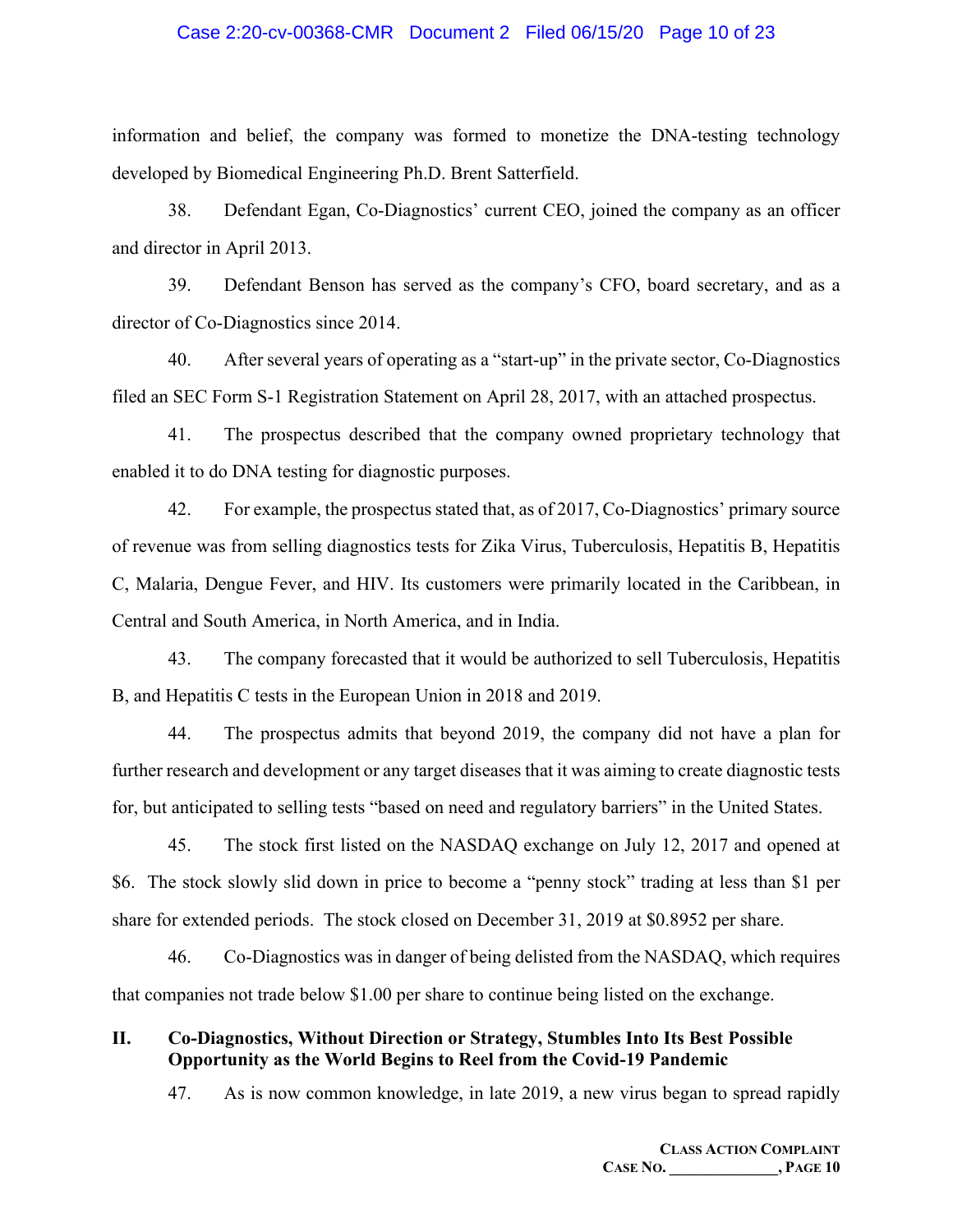information and belief, the company was formed to monetize the DNA-testing technology developed by Biomedical Engineering Ph.D. Brent Satterfield.

38. Defendant Egan, Co-Diagnostics' current CEO, joined the company as an officer and director in April 2013.

39. Defendant Benson has served as the company's CFO, board secretary, and as a director of Co-Diagnostics since 2014.

40. After several years of operating as a "start-up" in the private sector, Co-Diagnostics filed an SEC Form S-1 Registration Statement on April 28, 2017, with an attached prospectus.

41. The prospectus described that the company owned proprietary technology that enabled it to do DNA testing for diagnostic purposes.

42. For example, the prospectus stated that, as of 2017, Co-Diagnostics' primary source of revenue was from selling diagnostics tests for Zika Virus, Tuberculosis, Hepatitis B, Hepatitis C, Malaria, Dengue Fever, and HIV. Its customers were primarily located in the Caribbean, in Central and South America, in North America, and in India.

43. The company forecasted that it would be authorized to sell Tuberculosis, Hepatitis B, and Hepatitis C tests in the European Union in 2018 and 2019.

44. The prospectus admits that beyond 2019, the company did not have a plan for further research and development or any target diseases that it was aiming to create diagnostic tests for, but anticipated to selling tests "based on need and regulatory barriers" in the United States.

45. The stock first listed on the NASDAQ exchange on July 12, 2017 and opened at $6. The stock slowly slid down in price to become a "penny stock" trading at less than $1 per share for extended periods. The stock closed on December 31, 2019 at $0.8952 per share.

46. Co-Diagnostics was in danger of being delisted from the NASDAQ, which requires that companies not trade below $1.00 per share to continue being listed on the exchange.

## II. Co-Diagnostics, Without Direction or Strategy, Stumbles Into Its Best Possible Opportunity as the World Begins to Reel from the Covid-19 Pandemic

47. As is now common knowledge, in late 2019, a new virus began to spread rapidly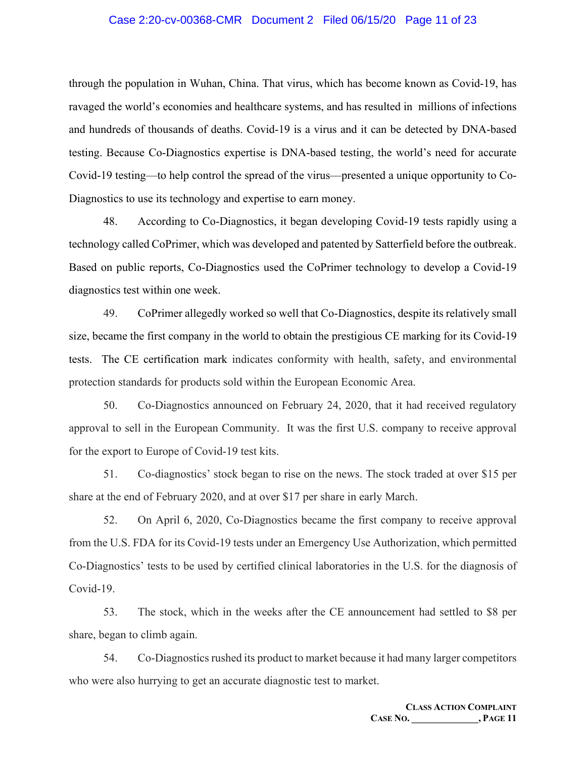through the population in Wuhan, China. That virus, which has become known as Covid-19, has ravaged the world's economies and healthcare systems, and has resulted in millions of infections and hundreds of thousands of deaths. Covid-19 is a virus and it can be detected by DNA-based testing. Because Co-Diagnostics expertise is DNA-based testing, the world's need for accurate Covid-19 testing—to help control the spread of the virus—presented a unique opportunity to Co-Diagnostics to use its technology and expertise to earn money.

48. According to Co-Diagnostics, it began developing Covid-19 tests rapidly using a technology called CoPrimer, which was developed and patented by Satterfield before the outbreak. Based on public reports, Co-Diagnostics used the CoPrimer technology to develop a Covid-19 diagnostics test within one week.

49. CoPrimer allegedly worked so well that Co-Diagnostics, despite its relatively small size, became the first company in the world to obtain the prestigious CE marking for its Covid-19 tests. The CE certification mark indicates conformity with health, safety, and environmental protection standards for products sold within the European Economic Area.

50. Co-Diagnostics announced on February 24, 2020, that it had received regulatory approval to sell in the European Community. It was the first U.S. company to receive approval for the export to Europe of Covid-19 test kits.

51. Co-diagnostics' stock began to rise on the news. The stock traded at over $15 per share at the end of February 2020, and at over $17 per share in early March.

52. On April 6, 2020, Co-Diagnostics became the first company to receive approval from the U.S. FDA for its Covid-19 tests under an Emergency Use Authorization, which permitted Co-Diagnostics' tests to be used by certified clinical laboratories in the U.S. for the diagnosis of Covid-19.

53. The stock, which in the weeks after the CE announcement had settled to $8 per share, began to climb again.

54. Co-Diagnostics rushed its product to market because it had many larger competitors who were also hurrying to get an accurate diagnostic test to market.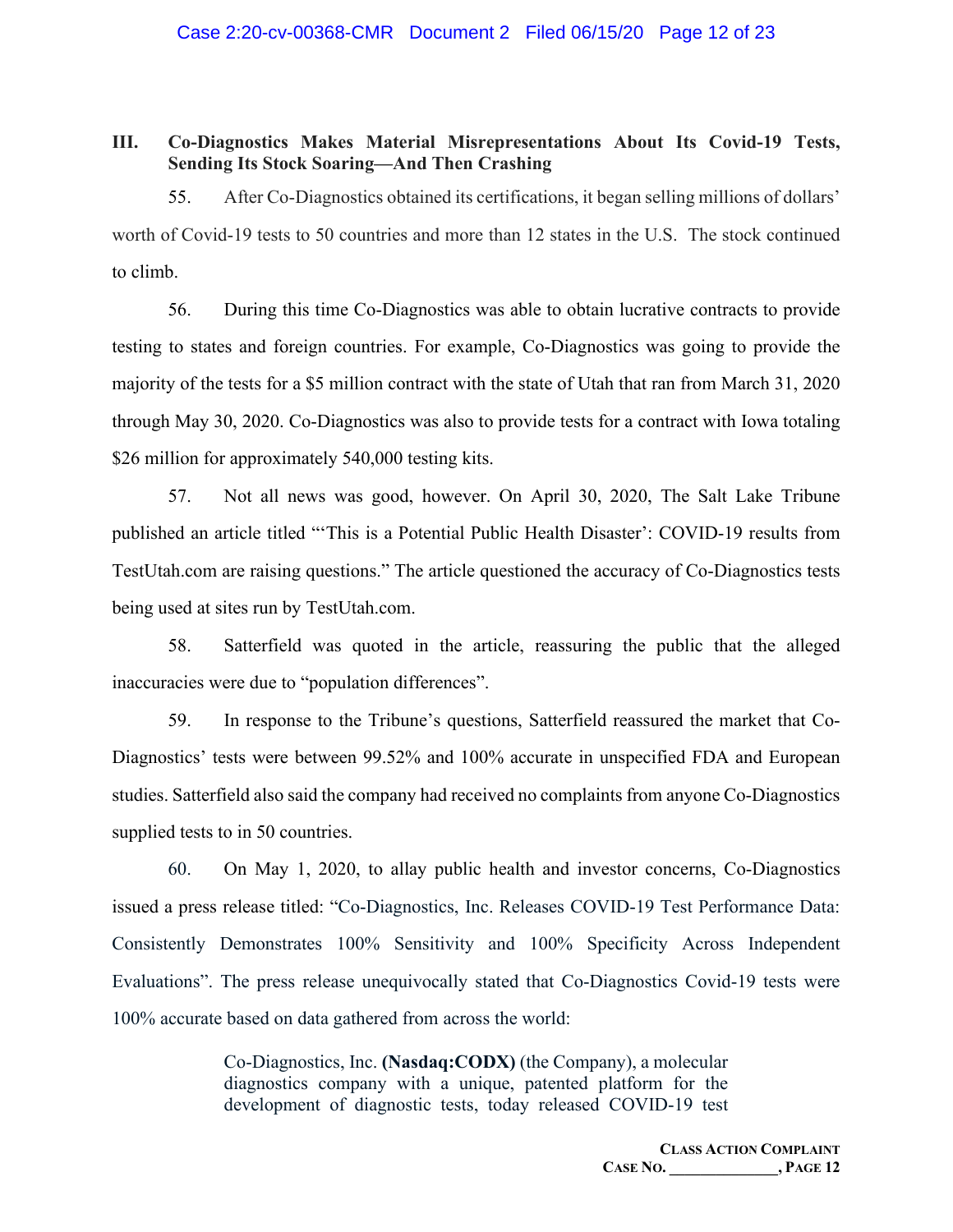## III. Co-Diagnostics Makes Material Misrepresentations About Its Covid-19 Tests, Sending Its Stock Soaring—And Then Crashing

55. After Co-Diagnostics obtained its certifications, it began selling millions of dollars' worth of Covid-19 tests to 50 countries and more than 12 states in the U.S. The stock continued to climb.

56. During this time Co-Diagnostics was able to obtain lucrative contracts to provide testing to states and foreign countries. For example, Co-Diagnostics was going to provide the majority of the tests for a $5 million contract with the state of Utah that ran from March 31, 2020 through May 30, 2020. Co-Diagnostics was also to provide tests for a contract with Iowa totaling $26 million for approximately 540,000 testing kits.

57. Not all news was good, however. On April 30, 2020, The Salt Lake Tribune published an article titled "'This is a Potential Public Health Disaster': COVID-19 results from TestUtah.com are raising questions." The article questioned the accuracy of Co-Diagnostics tests being used at sites run by TestUtah.com.

58. Satterfield was quoted in the article, reassuring the public that the alleged inaccuracies were due to "population differences".

59. In response to the Tribune's questions, Satterfield reassured the market that Co-Diagnostics' tests were between 99.52% and 100% accurate in unspecified FDA and European studies. Satterfield also said the company had received no complaints from anyone Co-Diagnostics supplied tests to in 50 countries.

60. On May 1, 2020, to allay public health and investor concerns, Co-Diagnostics issued a press release titled: "Co-Diagnostics, Inc. Releases COVID-19 Test Performance Data: Consistently Demonstrates 100% Sensitivity and 100% Specificity Across Independent Evaluations". The press release unequivocally stated that Co-Diagnostics Covid-19 tests were 100% accurate based on data gathered from across the world:

> Co-Diagnostics, Inc. **(Nasdaq:CODX)** (the Company), a molecular diagnostics company with a unique, patented platform for the development of diagnostic tests, today released COVID-19 test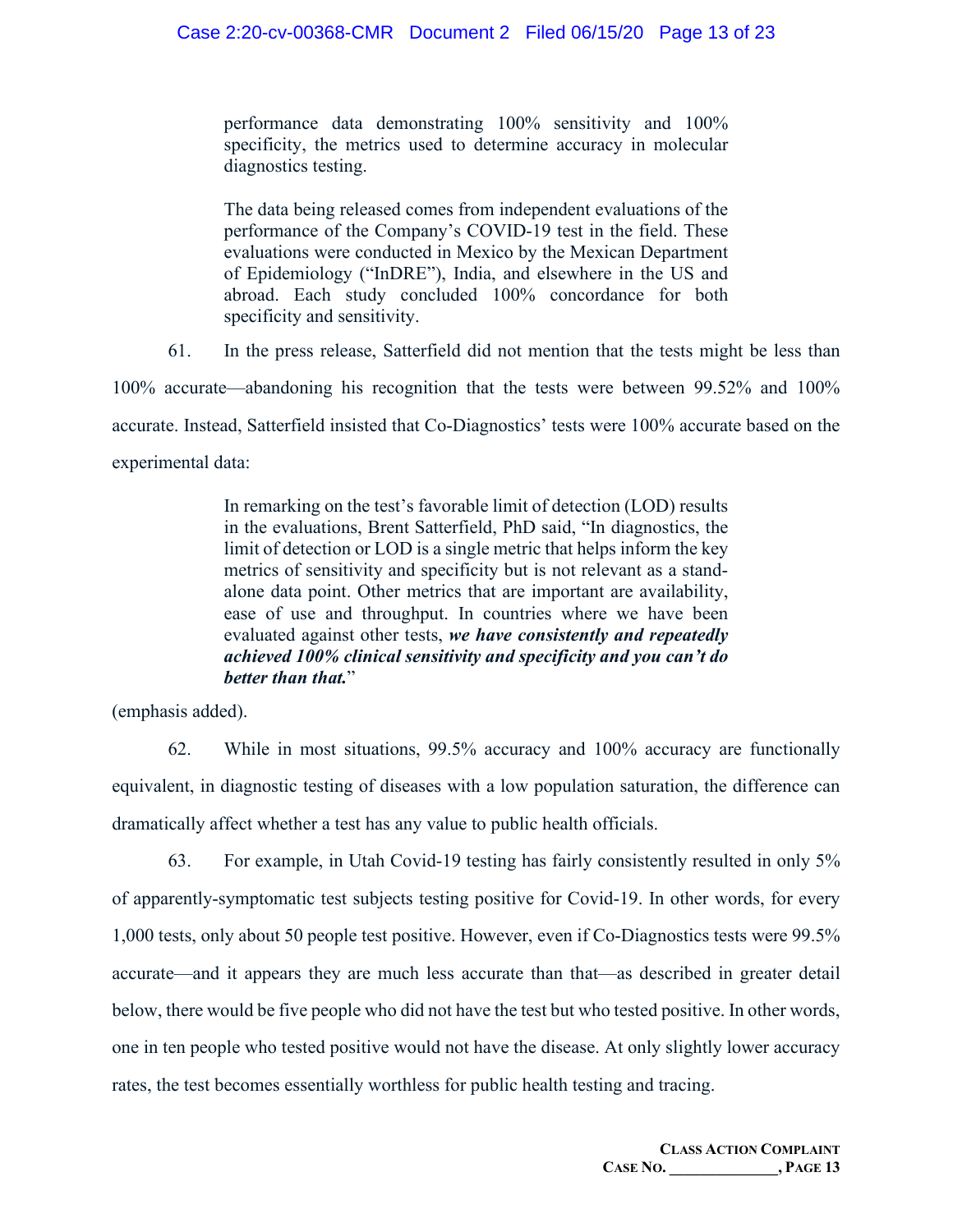> performance data demonstrating 100% sensitivity and 100% specificity, the metrics used to determine accuracy in molecular diagnostics testing.
>
> The data being released comes from independent evaluations of the performance of the Company's COVID-19 test in the field. These evaluations were conducted in Mexico by the Mexican Department of Epidemiology ("InDRE"), India, and elsewhere in the US and abroad. Each study concluded 100% concordance for both specificity and sensitivity.

61. In the press release, Satterfield did not mention that the tests might be less than 100% accurate—abandoning his recognition that the tests were between 99.52% and 100% accurate. Instead, Satterfield insisted that Co-Diagnostics' tests were 100% accurate based on the experimental data:

> In remarking on the test's favorable limit of detection (LOD) results in the evaluations, Brent Satterfield, PhD said, "In diagnostics, the limit of detection or LOD is a single metric that helps inform the key metrics of sensitivity and specificity but is not relevant as a stand-alone data point. Other metrics that are important are availability, ease of use and throughput. In countries where we have been evaluated against other tests, ***we have consistently and repeatedly achieved 100% clinical sensitivity and specificity and you can't do better than that.***"

(emphasis added).

62. While in most situations, 99.5% accuracy and 100% accuracy are functionally equivalent, in diagnostic testing of diseases with a low population saturation, the difference can dramatically affect whether a test has any value to public health officials.

63. For example, in Utah Covid-19 testing has fairly consistently resulted in only 5% of apparently-symptomatic test subjects testing positive for Covid-19. In other words, for every 1,000 tests, only about 50 people test positive. However, even if Co-Diagnostics tests were 99.5% accurate—and it appears they are much less accurate than that—as described in greater detail below, there would be five people who did not have the test but who tested positive. In other words, one in ten people who tested positive would not have the disease. At only slightly lower accuracy rates, the test becomes essentially worthless for public health testing and tracing.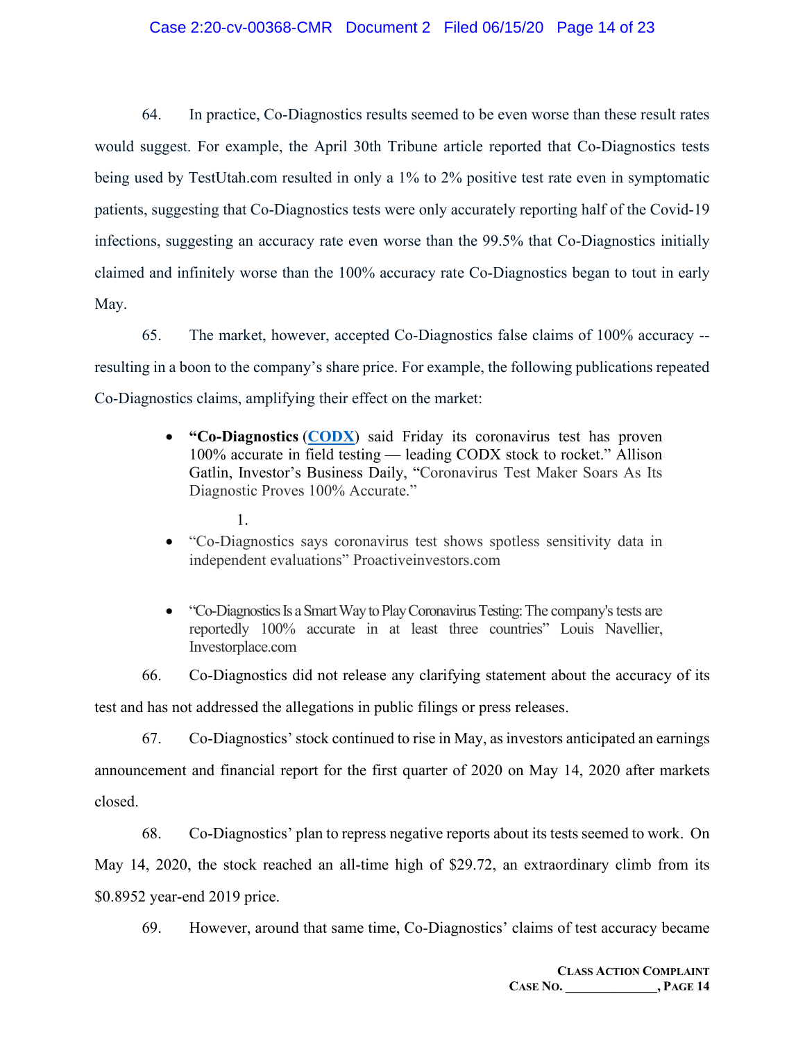64. In practice, Co-Diagnostics results seemed to be even worse than these result rates would suggest. For example, the April 30th Tribune article reported that Co-Diagnostics tests being used by TestUtah.com resulted in only a 1% to 2% positive test rate even in symptomatic patients, suggesting that Co-Diagnostics tests were only accurately reporting half of the Covid-19 infections, suggesting an accuracy rate even worse than the 99.5% that Co-Diagnostics initially claimed and infinitely worse than the 100% accuracy rate Co-Diagnostics began to tout in early May.

65. The market, however, accepted Co-Diagnostics false claims of 100% accuracy -- resulting in a boon to the company's share price. For example, the following publications repeated Co-Diagnostics claims, amplifying their effect on the market:

- **"Co-Diagnostics** (**CODX**) said Friday its coronavirus test has proven 100% accurate in field testing — leading CODX stock to rocket." Allison Gatlin, Investor's Business Daily, "Coronavirus Test Maker Soars As Its Diagnostic Proves 100% Accurate."

  1.

- "Co-Diagnostics says coronavirus test shows spotless sensitivity data in independent evaluations" Proactiveinvestors.com

- "Co-Diagnostics Is a Smart Way to Play Coronavirus Testing: The company's tests are reportedly 100% accurate in at least three countries" Louis Navellier, Investorplace.com

66. Co-Diagnostics did not release any clarifying statement about the accuracy of its test and has not addressed the allegations in public filings or press releases.

67. Co-Diagnostics' stock continued to rise in May, as investors anticipated an earnings announcement and financial report for the first quarter of 2020 on May 14, 2020 after markets closed.

68. Co-Diagnostics' plan to repress negative reports about its tests seemed to work. On May 14, 2020, the stock reached an all-time high of $29.72, an extraordinary climb from its $0.8952 year-end 2019 price.

69. However, around that same time, Co-Diagnostics' claims of test accuracy became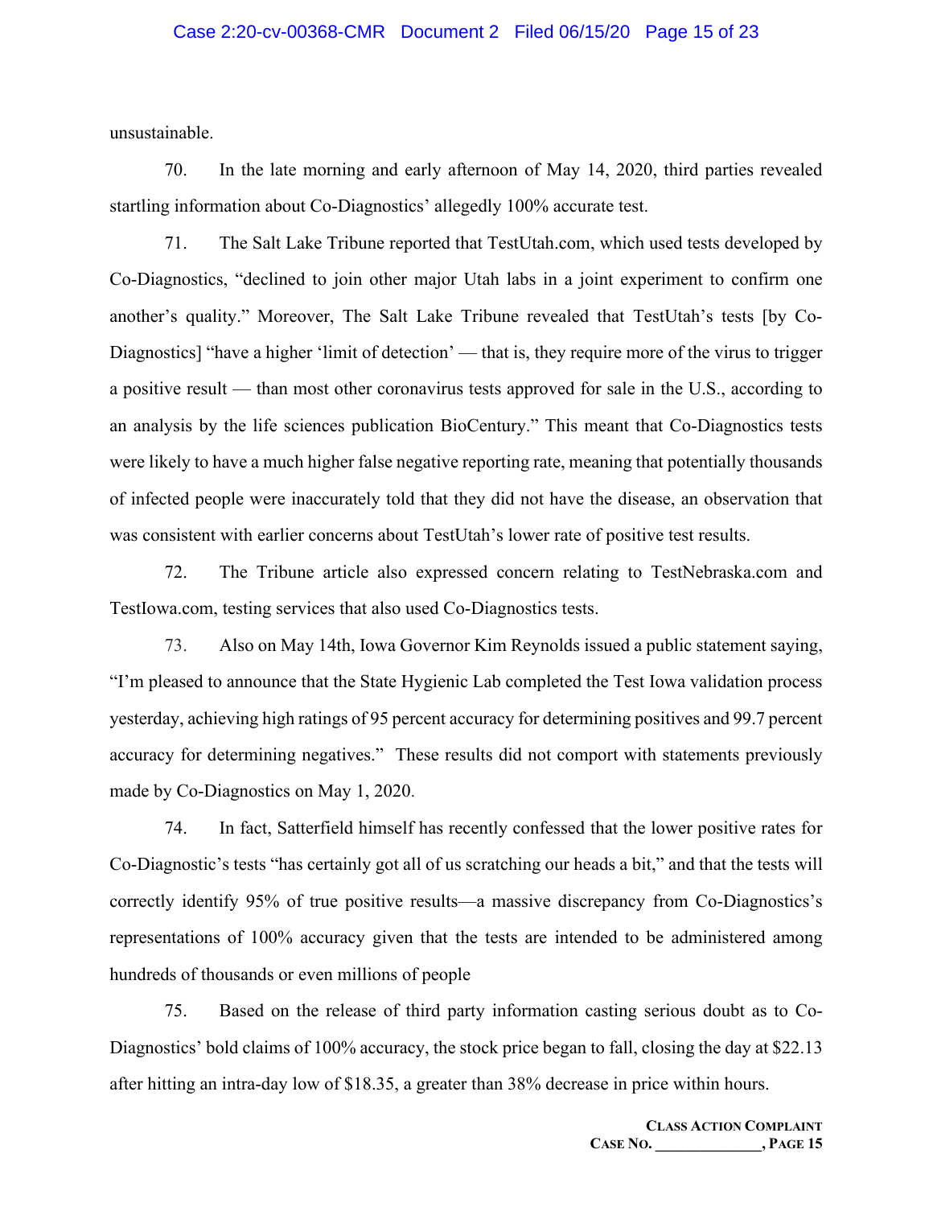unsustainable.

70. In the late morning and early afternoon of May 14, 2020, third parties revealed startling information about Co-Diagnostics' allegedly 100% accurate test.

71. The Salt Lake Tribune reported that TestUtah.com, which used tests developed by Co-Diagnostics, "declined to join other major Utah labs in a joint experiment to confirm one another's quality." Moreover, The Salt Lake Tribune revealed that TestUtah's tests [by Co-Diagnostics] "have a higher 'limit of detection' — that is, they require more of the virus to trigger a positive result — than most other coronavirus tests approved for sale in the U.S., according to an analysis by the life sciences publication BioCentury." This meant that Co-Diagnostics tests were likely to have a much higher false negative reporting rate, meaning that potentially thousands of infected people were inaccurately told that they did not have the disease, an observation that was consistent with earlier concerns about TestUtah's lower rate of positive test results.

72. The Tribune article also expressed concern relating to TestNebraska.com and TestIowa.com, testing services that also used Co-Diagnostics tests.

73. Also on May 14th, Iowa Governor Kim Reynolds issued a public statement saying, "I'm pleased to announce that the State Hygienic Lab completed the Test Iowa validation process yesterday, achieving high ratings of 95 percent accuracy for determining positives and 99.7 percent accuracy for determining negatives." These results did not comport with statements previously made by Co-Diagnostics on May 1, 2020.

74. In fact, Satterfield himself has recently confessed that the lower positive rates for Co-Diagnostic's tests "has certainly got all of us scratching our heads a bit," and that the tests will correctly identify 95% of true positive results—a massive discrepancy from Co-Diagnostics's representations of 100% accuracy given that the tests are intended to be administered among hundreds of thousands or even millions of people

75. Based on the release of third party information casting serious doubt as to Co-Diagnostics' bold claims of 100% accuracy, the stock price began to fall, closing the day at $22.13 after hitting an intra-day low of $18.35, a greater than 38% decrease in price within hours.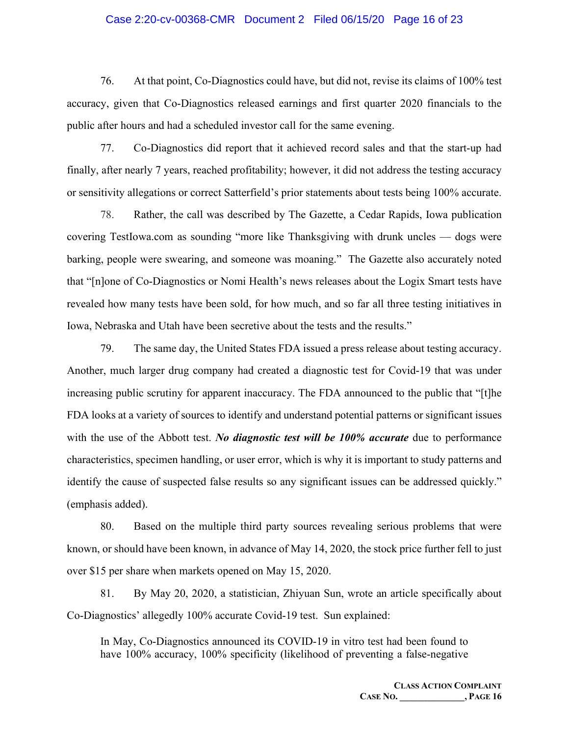76. At that point, Co-Diagnostics could have, but did not, revise its claims of 100% test accuracy, given that Co-Diagnostics released earnings and first quarter 2020 financials to the public after hours and had a scheduled investor call for the same evening.

77. Co-Diagnostics did report that it achieved record sales and that the start-up had finally, after nearly 7 years, reached profitability; however, it did not address the testing accuracy or sensitivity allegations or correct Satterfield's prior statements about tests being 100% accurate.

78. Rather, the call was described by The Gazette, a Cedar Rapids, Iowa publication covering TestIowa.com as sounding "more like Thanksgiving with drunk uncles — dogs were barking, people were swearing, and someone was moaning." The Gazette also accurately noted that "[n]one of Co-Diagnostics or Nomi Health's news releases about the Logix Smart tests have revealed how many tests have been sold, for how much, and so far all three testing initiatives in Iowa, Nebraska and Utah have been secretive about the tests and the results."

79. The same day, the United States FDA issued a press release about testing accuracy. Another, much larger drug company had created a diagnostic test for Covid-19 that was under increasing public scrutiny for apparent inaccuracy. The FDA announced to the public that "[t]he FDA looks at a variety of sources to identify and understand potential patterns or significant issues with the use of the Abbott test. ***No diagnostic test will be 100% accurate*** due to performance characteristics, specimen handling, or user error, which is why it is important to study patterns and identify the cause of suspected false results so any significant issues can be addressed quickly." (emphasis added).

80. Based on the multiple third party sources revealing serious problems that were known, or should have been known, in advance of May 14, 2020, the stock price further fell to just over $15 per share when markets opened on May 15, 2020.

81. By May 20, 2020, a statistician, Zhiyuan Sun, wrote an article specifically about Co-Diagnostics' allegedly 100% accurate Covid-19 test. Sun explained:

> In May, Co-Diagnostics announced its COVID-19 in vitro test had been found to have 100% accuracy, 100% specificity (likelihood of preventing a false-negative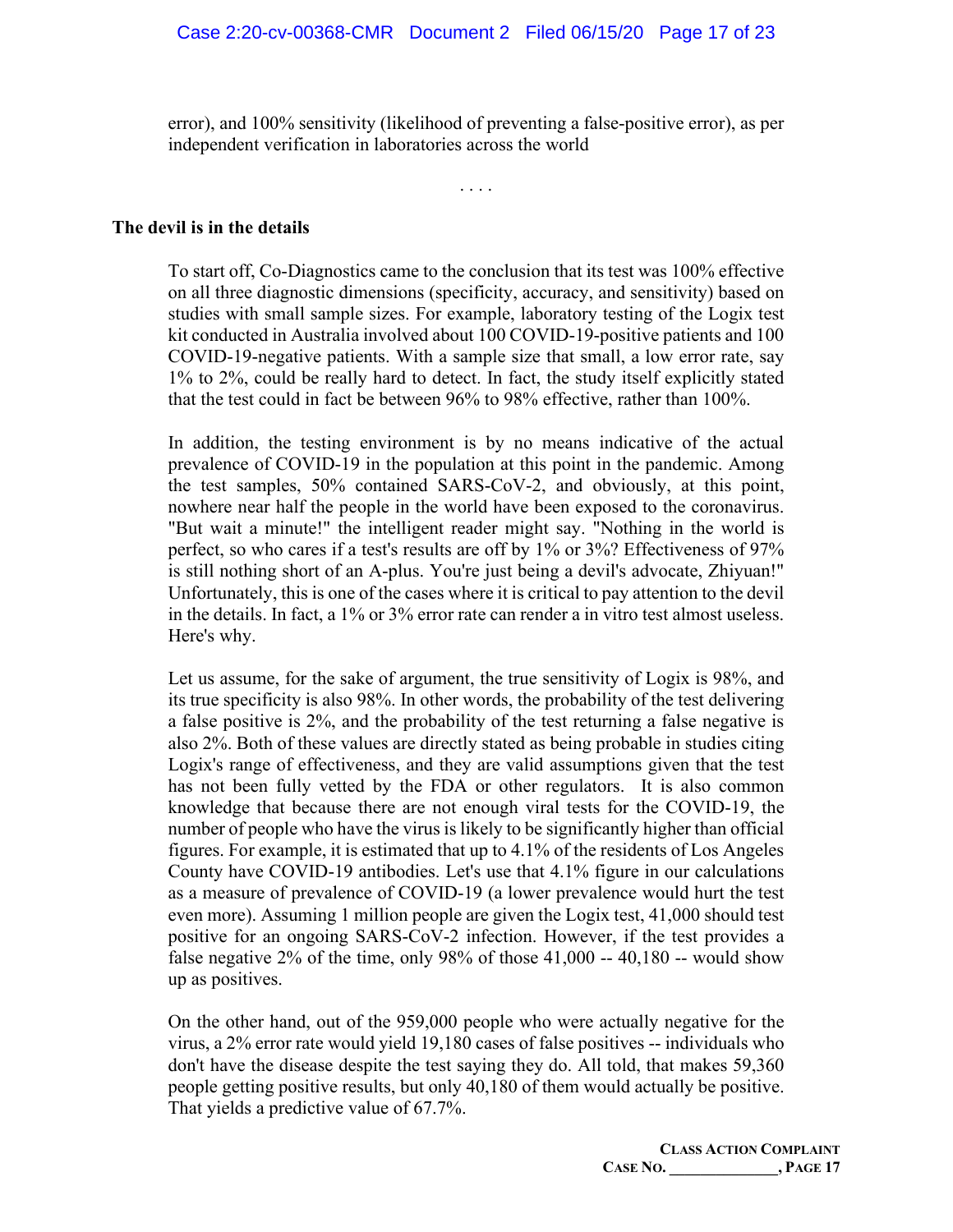error), and 100% sensitivity (likelihood of preventing a false-positive error), as per independent verification in laboratories across the world

. . . .

**The devil is in the details**

To start off, Co-Diagnostics came to the conclusion that its test was 100% effective on all three diagnostic dimensions (specificity, accuracy, and sensitivity) based on studies with small sample sizes. For example, laboratory testing of the Logix test kit conducted in Australia involved about 100 COVID-19-positive patients and 100 COVID-19-negative patients. With a sample size that small, a low error rate, say 1% to 2%, could be really hard to detect. In fact, the study itself explicitly stated that the test could in fact be between 96% to 98% effective, rather than 100%.

In addition, the testing environment is by no means indicative of the actual prevalence of COVID-19 in the population at this point in the pandemic. Among the test samples, 50% contained SARS-CoV-2, and obviously, at this point, nowhere near half the people in the world have been exposed to the coronavirus. "But wait a minute!" the intelligent reader might say. "Nothing in the world is perfect, so who cares if a test's results are off by 1% or 3%? Effectiveness of 97% is still nothing short of an A-plus. You're just being a devil's advocate, Zhiyuan!" Unfortunately, this is one of the cases where it is critical to pay attention to the devil in the details. In fact, a 1% or 3% error rate can render a in vitro test almost useless. Here's why.

Let us assume, for the sake of argument, the true sensitivity of Logix is 98%, and its true specificity is also 98%. In other words, the probability of the test delivering a false positive is 2%, and the probability of the test returning a false negative is also 2%. Both of these values are directly stated as being probable in studies citing Logix's range of effectiveness, and they are valid assumptions given that the test has not been fully vetted by the FDA or other regulators. It is also common knowledge that because there are not enough viral tests for the COVID-19, the number of people who have the virus is likely to be significantly higher than official figures. For example, it is estimated that up to 4.1% of the residents of Los Angeles County have COVID-19 antibodies. Let's use that 4.1% figure in our calculations as a measure of prevalence of COVID-19 (a lower prevalence would hurt the test even more). Assuming 1 million people are given the Logix test, 41,000 should test positive for an ongoing SARS-CoV-2 infection. However, if the test provides a false negative 2% of the time, only 98% of those 41,000 -- 40,180 -- would show up as positives.

On the other hand, out of the 959,000 people who were actually negative for the virus, a 2% error rate would yield 19,180 cases of false positives -- individuals who don't have the disease despite the test saying they do. All told, that makes 59,360 people getting positive results, but only 40,180 of them would actually be positive. That yields a predictive value of 67.7%.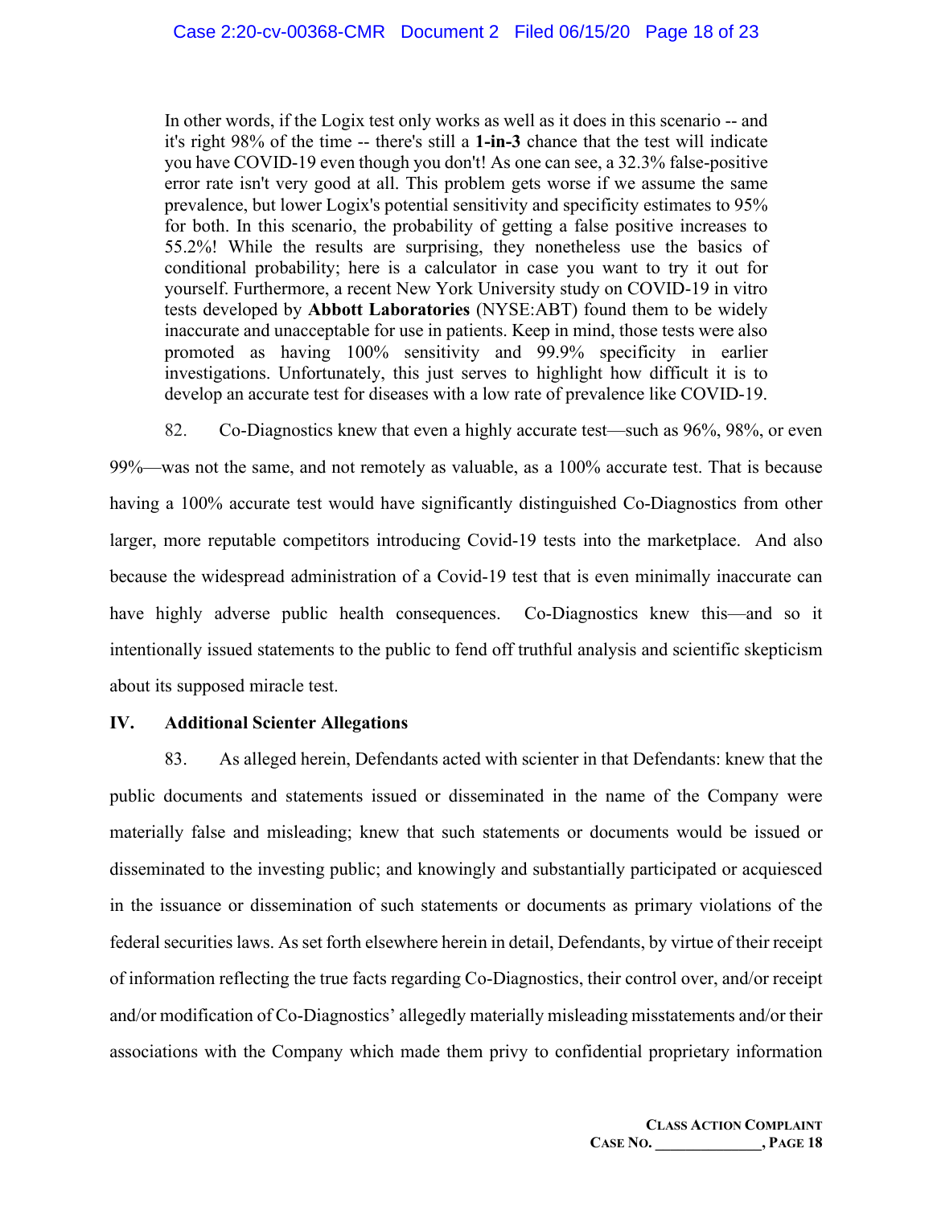> In other words, if the Logix test only works as well as it does in this scenario -- and it's right 98% of the time -- there's still a **1-in-3** chance that the test will indicate you have COVID-19 even though you don't! As one can see, a 32.3% false-positive error rate isn't very good at all. This problem gets worse if we assume the same prevalence, but lower Logix's potential sensitivity and specificity estimates to 95% for both. In this scenario, the probability of getting a false positive increases to 55.2%! While the results are surprising, they nonetheless use the basics of conditional probability; here is a calculator in case you want to try it out for yourself. Furthermore, a recent New York University study on COVID-19 in vitro tests developed by **Abbott Laboratories** (NYSE:ABT) found them to be widely inaccurate and unacceptable for use in patients. Keep in mind, those tests were also promoted as having 100% sensitivity and 99.9% specificity in earlier investigations. Unfortunately, this just serves to highlight how difficult it is to develop an accurate test for diseases with a low rate of prevalence like COVID-19.

82. Co-Diagnostics knew that even a highly accurate test—such as 96%, 98%, or even 99%—was not the same, and not remotely as valuable, as a 100% accurate test. That is because having a 100% accurate test would have significantly distinguished Co-Diagnostics from other larger, more reputable competitors introducing Covid-19 tests into the marketplace. And also because the widespread administration of a Covid-19 test that is even minimally inaccurate can have highly adverse public health consequences. Co-Diagnostics knew this—and so it intentionally issued statements to the public to fend off truthful analysis and scientific skepticism about its supposed miracle test.

## IV. Additional Scienter Allegations

83. As alleged herein, Defendants acted with scienter in that Defendants: knew that the public documents and statements issued or disseminated in the name of the Company were materially false and misleading; knew that such statements or documents would be issued or disseminated to the investing public; and knowingly and substantially participated or acquiesced in the issuance or dissemination of such statements or documents as primary violations of the federal securities laws. As set forth elsewhere herein in detail, Defendants, by virtue of their receipt of information reflecting the true facts regarding Co-Diagnostics, their control over, and/or receipt and/or modification of Co-Diagnostics' allegedly materially misleading misstatements and/or their associations with the Company which made them privy to confidential proprietary information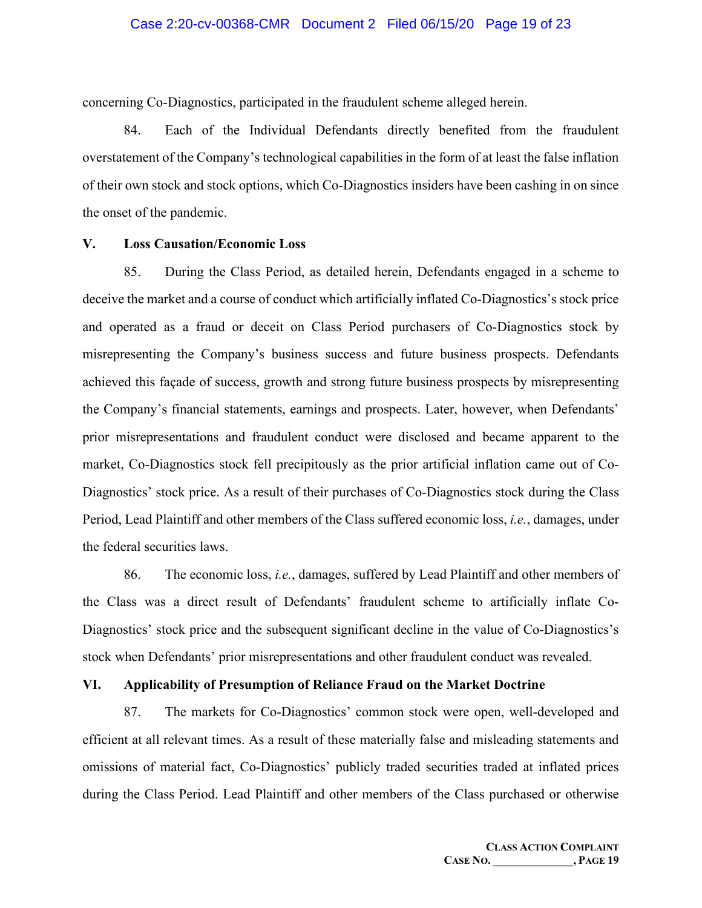concerning Co-Diagnostics, participated in the fraudulent scheme alleged herein.

84. Each of the Individual Defendants directly benefited from the fraudulent overstatement of the Company's technological capabilities in the form of at least the false inflation of their own stock and stock options, which Co-Diagnostics insiders have been cashing in on since the onset of the pandemic.

## V. Loss Causation/Economic Loss

85. During the Class Period, as detailed herein, Defendants engaged in a scheme to deceive the market and a course of conduct which artificially inflated Co-Diagnostics's stock price and operated as a fraud or deceit on Class Period purchasers of Co-Diagnostics stock by misrepresenting the Company's business success and future business prospects. Defendants achieved this façade of success, growth and strong future business prospects by misrepresenting the Company's financial statements, earnings and prospects. Later, however, when Defendants' prior misrepresentations and fraudulent conduct were disclosed and became apparent to the market, Co-Diagnostics stock fell precipitously as the prior artificial inflation came out of Co-Diagnostics' stock price. As a result of their purchases of Co-Diagnostics stock during the Class Period, Lead Plaintiff and other members of the Class suffered economic loss, *i.e.*, damages, under the federal securities laws.

86. The economic loss, *i.e.*, damages, suffered by Lead Plaintiff and other members of the Class was a direct result of Defendants' fraudulent scheme to artificially inflate Co-Diagnostics' stock price and the subsequent significant decline in the value of Co-Diagnostics's stock when Defendants' prior misrepresentations and other fraudulent conduct was revealed.

## VI. Applicability of Presumption of Reliance Fraud on the Market Doctrine

87. The markets for Co-Diagnostics' common stock were open, well-developed and efficient at all relevant times. As a result of these materially false and misleading statements and omissions of material fact, Co-Diagnostics' publicly traded securities traded at inflated prices during the Class Period. Lead Plaintiff and other members of the Class purchased or otherwise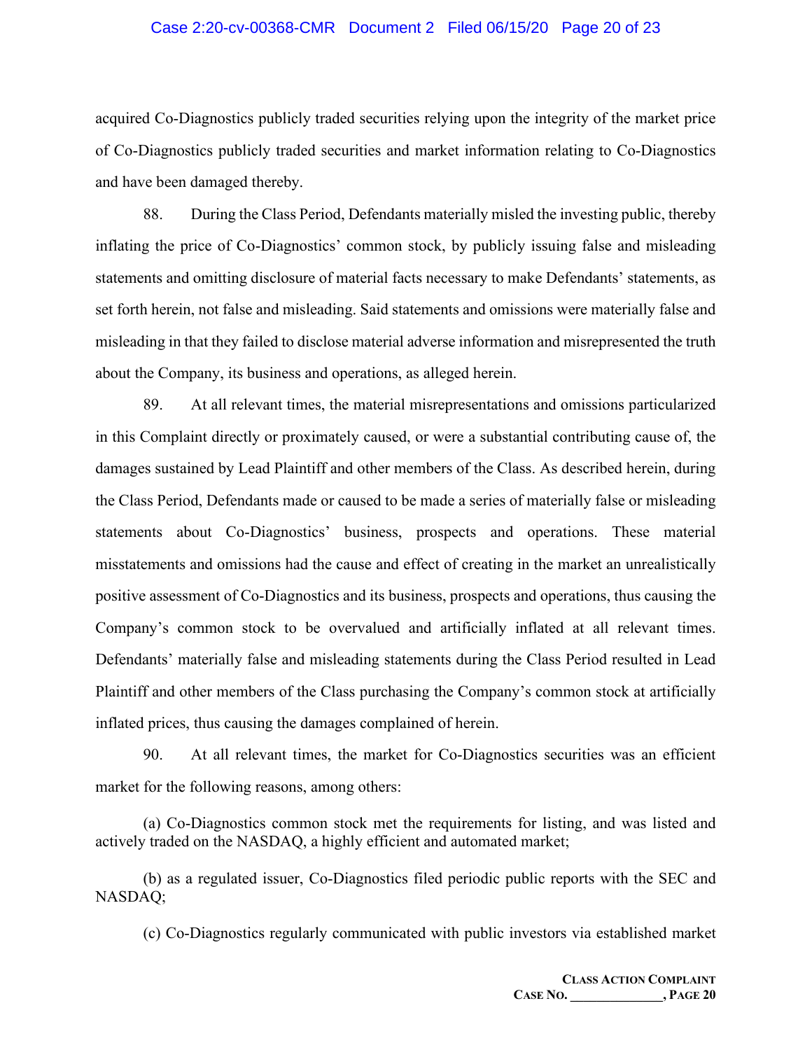acquired Co-Diagnostics publicly traded securities relying upon the integrity of the market price of Co-Diagnostics publicly traded securities and market information relating to Co-Diagnostics and have been damaged thereby.

88. During the Class Period, Defendants materially misled the investing public, thereby inflating the price of Co-Diagnostics' common stock, by publicly issuing false and misleading statements and omitting disclosure of material facts necessary to make Defendants' statements, as set forth herein, not false and misleading. Said statements and omissions were materially false and misleading in that they failed to disclose material adverse information and misrepresented the truth about the Company, its business and operations, as alleged herein.

89. At all relevant times, the material misrepresentations and omissions particularized in this Complaint directly or proximately caused, or were a substantial contributing cause of, the damages sustained by Lead Plaintiff and other members of the Class. As described herein, during the Class Period, Defendants made or caused to be made a series of materially false or misleading statements about Co-Diagnostics' business, prospects and operations. These material misstatements and omissions had the cause and effect of creating in the market an unrealistically positive assessment of Co-Diagnostics and its business, prospects and operations, thus causing the Company's common stock to be overvalued and artificially inflated at all relevant times. Defendants' materially false and misleading statements during the Class Period resulted in Lead Plaintiff and other members of the Class purchasing the Company's common stock at artificially inflated prices, thus causing the damages complained of herein.

90. At all relevant times, the market for Co-Diagnostics securities was an efficient market for the following reasons, among others:

(a) Co-Diagnostics common stock met the requirements for listing, and was listed and actively traded on the NASDAQ, a highly efficient and automated market;

(b) as a regulated issuer, Co-Diagnostics filed periodic public reports with the SEC and NASDAQ;

(c) Co-Diagnostics regularly communicated with public investors via established market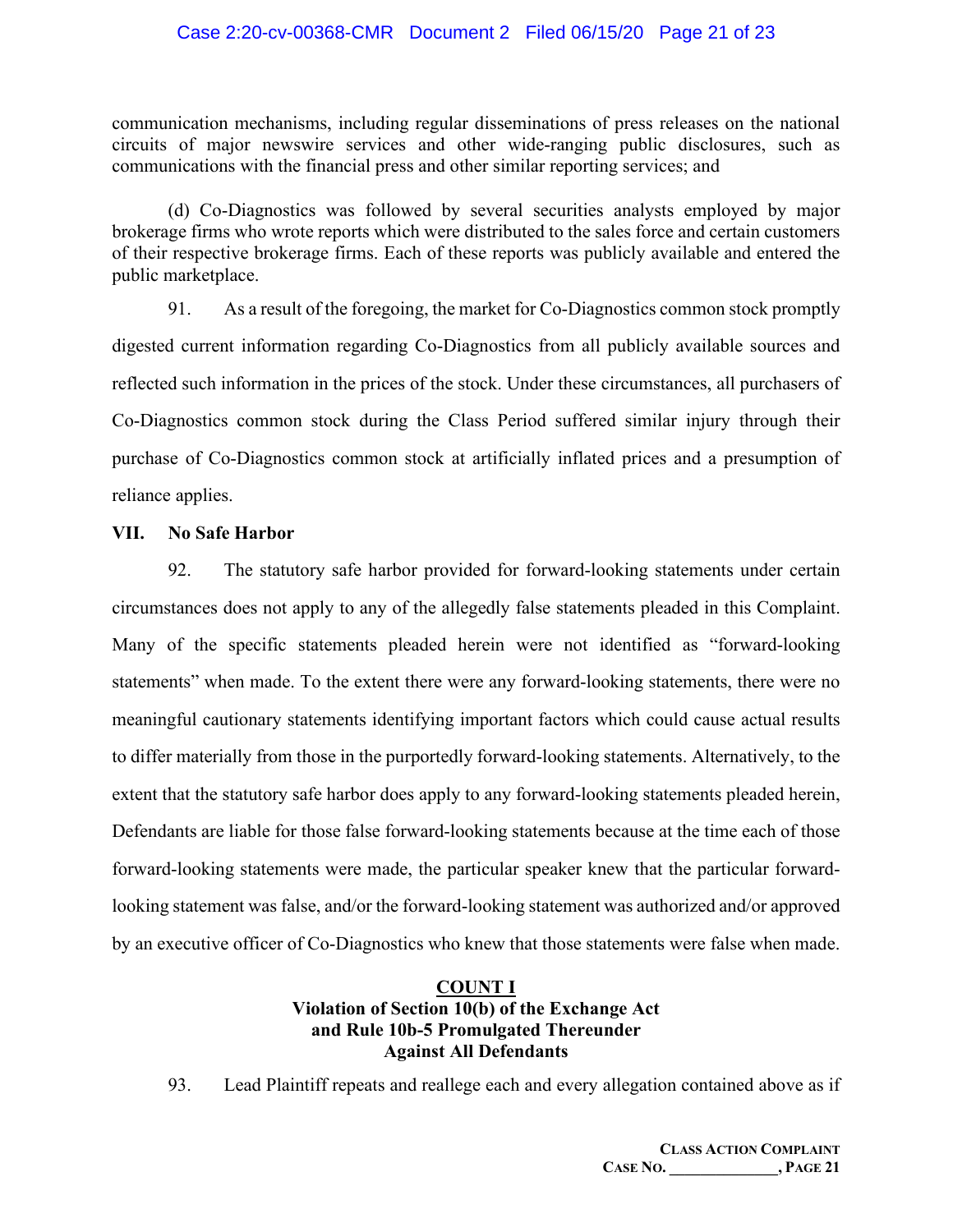communication mechanisms, including regular disseminations of press releases on the national circuits of major newswire services and other wide-ranging public disclosures, such as communications with the financial press and other similar reporting services; and

(d) Co-Diagnostics was followed by several securities analysts employed by major brokerage firms who wrote reports which were distributed to the sales force and certain customers of their respective brokerage firms. Each of these reports was publicly available and entered the public marketplace.

91. As a result of the foregoing, the market for Co-Diagnostics common stock promptly digested current information regarding Co-Diagnostics from all publicly available sources and reflected such information in the prices of the stock. Under these circumstances, all purchasers of Co-Diagnostics common stock during the Class Period suffered similar injury through their purchase of Co-Diagnostics common stock at artificially inflated prices and a presumption of reliance applies.

## VII. No Safe Harbor

92. The statutory safe harbor provided for forward-looking statements under certain circumstances does not apply to any of the allegedly false statements pleaded in this Complaint. Many of the specific statements pleaded herein were not identified as "forward-looking statements" when made. To the extent there were any forward-looking statements, there were no meaningful cautionary statements identifying important factors which could cause actual results to differ materially from those in the purportedly forward-looking statements. Alternatively, to the extent that the statutory safe harbor does apply to any forward-looking statements pleaded herein, Defendants are liable for those false forward-looking statements because at the time each of those forward-looking statements were made, the particular speaker knew that the particular forward-looking statement was false, and/or the forward-looking statement was authorized and/or approved by an executive officer of Co-Diagnostics who knew that those statements were false when made.

## COUNT I
### Violation of Section 10(b) of the Exchange Act and Rule 10b-5 Promulgated Thereunder Against All Defendants

93. Lead Plaintiff repeats and reallege each and every allegation contained above as if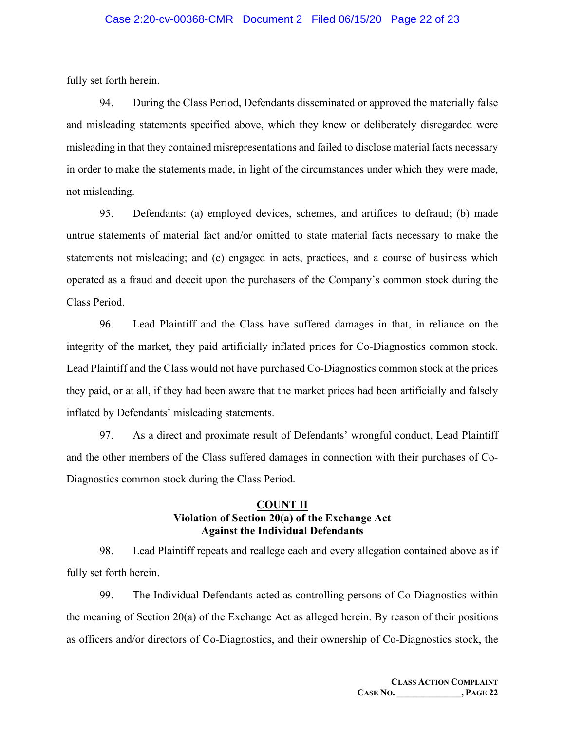fully set forth herein.

94. During the Class Period, Defendants disseminated or approved the materially false and misleading statements specified above, which they knew or deliberately disregarded were misleading in that they contained misrepresentations and failed to disclose material facts necessary in order to make the statements made, in light of the circumstances under which they were made, not misleading.

95. Defendants: (a) employed devices, schemes, and artifices to defraud; (b) made untrue statements of material fact and/or omitted to state material facts necessary to make the statements not misleading; and (c) engaged in acts, practices, and a course of business which operated as a fraud and deceit upon the purchasers of the Company's common stock during the Class Period.

96. Lead Plaintiff and the Class have suffered damages in that, in reliance on the integrity of the market, they paid artificially inflated prices for Co-Diagnostics common stock. Lead Plaintiff and the Class would not have purchased Co-Diagnostics common stock at the prices they paid, or at all, if they had been aware that the market prices had been artificially and falsely inflated by Defendants' misleading statements.

97. As a direct and proximate result of Defendants' wrongful conduct, Lead Plaintiff and the other members of the Class suffered damages in connection with their purchases of Co-Diagnostics common stock during the Class Period.

## COUNT II
### Violation of Section 20(a) of the Exchange Act Against the Individual Defendants

98. Lead Plaintiff repeats and reallege each and every allegation contained above as if fully set forth herein.

99. The Individual Defendants acted as controlling persons of Co-Diagnostics within the meaning of Section 20(a) of the Exchange Act as alleged herein. By reason of their positions as officers and/or directors of Co-Diagnostics, and their ownership of Co-Diagnostics stock, the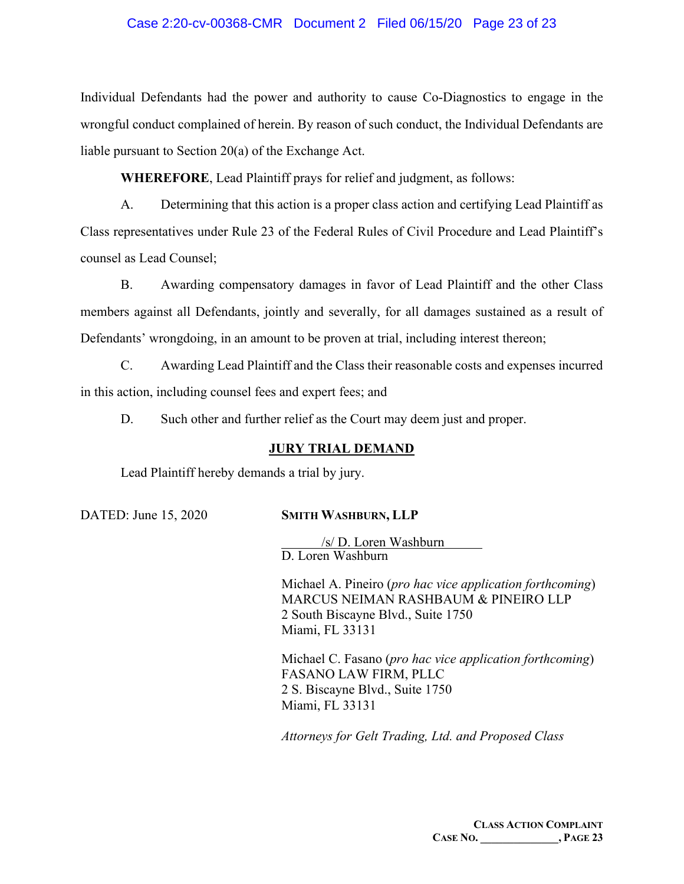Individual Defendants had the power and authority to cause Co-Diagnostics to engage in the wrongful conduct complained of herein. By reason of such conduct, the Individual Defendants are liable pursuant to Section 20(a) of the Exchange Act.

**WHEREFORE**, Lead Plaintiff prays for relief and judgment, as follows:

A. Determining that this action is a proper class action and certifying Lead Plaintiff as Class representatives under Rule 23 of the Federal Rules of Civil Procedure and Lead Plaintiff's counsel as Lead Counsel;

B. Awarding compensatory damages in favor of Lead Plaintiff and the other Class members against all Defendants, jointly and severally, for all damages sustained as a result of Defendants' wrongdoing, in an amount to be proven at trial, including interest thereon;

C. Awarding Lead Plaintiff and the Class their reasonable costs and expenses incurred in this action, including counsel fees and expert fees; and

D. Such other and further relief as the Court may deem just and proper.

## JURY TRIAL DEMAND

Lead Plaintiff hereby demands a trial by jury.

DATED: June 15, 2020

**SMITH WASHBURN, LLP**

/s/ D. Loren Washburn
D. Loren Washburn

Michael A. Pineiro (*pro hac vice application forthcoming*)
MARCUS NEIMAN RASHBAUM & PINEIRO LLP
2 South Biscayne Blvd., Suite 1750
Miami, FL 33131

Michael C. Fasano (*pro hac vice application forthcoming*)
FASANO LAW FIRM, PLLC
2 S. Biscayne Blvd., Suite 1750
Miami, FL 33131

*Attorneys for Gelt Trading, Ltd. and Proposed Class*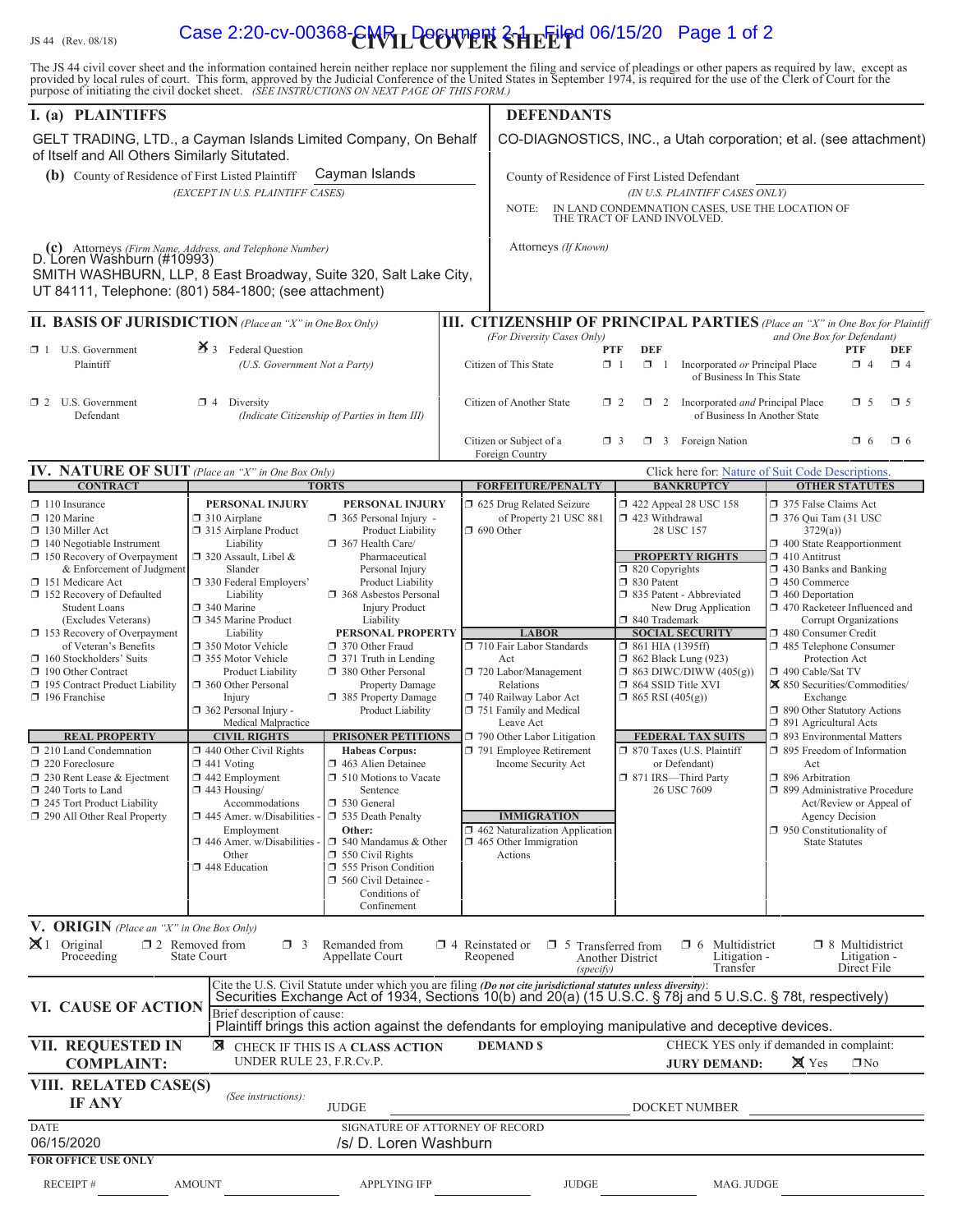JS 44 (Rev. 08/18)

# CIVIL COVER SHEET

The JS 44 civil cover sheet and the information contained herein neither replace nor supplement the filing and service of pleadings or other papers as required by law, except as provided by local rules of court. This form, approved by the Judicial Conference of the United States in September 1974, is required for the use of the Clerk of Court for the purpose of initiating the civil docket sheet. *(SEE INSTRUCTIONS ON NEXT PAGE OF THIS FORM.)*

## I. (a) PLAINTIFFS

GELT TRADING, LTD., a Cayman Islands Limited Company, On Behalf of Itself and All Others Similarly Situtated.

**(b)** County of Residence of First Listed Plaintiff: Cayman Islands
*(EXCEPT IN U.S. PLAINTIFF CASES)*

**(c)** Attorneys *(Firm Name, Address, and Telephone Number)*
D. Loren Washburn (#10993)
SMITH WASHBURN, LLP, 8 East Broadway, Suite 320, Salt Lake City, UT 84111, Telephone: (801) 584-1800; (see attachment)

## DEFENDANTS

CO-DIAGNOSTICS, INC., a Utah corporation; et al. (see attachment)

County of Residence of First Listed Defendant: ______
*(IN U.S. PLAINTIFF CASES ONLY)*

NOTE: IN LAND CONDEMNATION CASES, USE THE LOCATION OF THE TRACT OF LAND INVOLVED.

Attorneys *(If Known)*

## II. BASIS OF JURISDICTION *(Place an "X" in One Box Only)*

- ☐ 1 U.S. Government Plaintiff
- ☒ 3 Federal Question *(U.S. Government Not a Party)*
- ☐ 2 U.S. Government Defendant
- ☐ 4 Diversity *(Indicate Citizenship of Parties in Item III)*

## III. CITIZENSHIP OF PRINCIPAL PARTIES *(Place an "X" in One Box for Plaintiff and One Box for Defendant)* *(For Diversity Cases Only)*

| | PTF | DEF | | PTF | DEF |
|---|---|---|---|---|---|
| Citizen of This State | ☐ 1 | ☐ 1 | Incorporated *or* Principal Place of Business In This State | ☐ 4 | ☐ 4 |
| Citizen of Another State | ☐ 2 | ☐ 2 | Incorporated *and* Principal Place of Business In Another State | ☐ 5 | ☐ 5 |
| Citizen or Subject of a Foreign Country | ☐ 3 | ☐ 3 | Foreign Nation | ☐ 6 | ☐ 6 |

## IV. NATURE OF SUIT *(Place an "X" in One Box Only)*

Click here for: Nature of Suit Code Descriptions.

**CONTRACT**
- ☐ 110 Insurance
- ☐ 120 Marine
- ☐ 130 Miller Act
- ☐ 140 Negotiable Instrument
- ☐ 150 Recovery of Overpayment & Enforcement of Judgment
- ☐ 151 Medicare Act
- ☐ 152 Recovery of Defaulted Student Loans (Excludes Veterans)
- ☐ 153 Recovery of Overpayment of Veteran's Benefits
- ☐ 160 Stockholders' Suits
- ☐ 190 Other Contract
- ☐ 195 Contract Product Liability
- ☐ 196 Franchise

**REAL PROPERTY**
- ☐ 210 Land Condemnation
- ☐ 220 Foreclosure
- ☐ 230 Rent Lease & Ejectment
- ☐ 240 Torts to Land
- ☐ 245 Tort Product Liability
- ☐ 290 All Other Real Property

**TORTS — PERSONAL INJURY**
- ☐ 310 Airplane
- ☐ 315 Airplane Product Liability
- ☐ 320 Assault, Libel & Slander
- ☐ 330 Federal Employers' Liability
- ☐ 340 Marine
- ☐ 345 Marine Product Liability
- ☐ 350 Motor Vehicle
- ☐ 355 Motor Vehicle Product Liability
- ☐ 360 Other Personal Injury
- ☐ 362 Personal Injury - Medical Malpractice

**TORTS — PERSONAL INJURY**
- ☐ 365 Personal Injury - Product Liability
- ☐ 367 Health Care/ Pharmaceutical Personal Injury Product Liability
- ☐ 368 Asbestos Personal Injury Product Liability

**PERSONAL PROPERTY**
- ☐ 370 Other Fraud
- ☐ 371 Truth in Lending
- ☐ 380 Other Personal Property Damage
- ☐ 385 Property Damage Product Liability

**CIVIL RIGHTS**
- ☐ 440 Other Civil Rights
- ☐ 441 Voting
- ☐ 442 Employment
- ☐ 443 Housing/ Accommodations
- ☐ 445 Amer. w/Disabilities - Employment
- ☐ 446 Amer. w/Disabilities - Other
- ☐ 448 Education

**PRISONER PETITIONS**
Habeas Corpus:
- ☐ 463 Alien Detainee
- ☐ 510 Motions to Vacate Sentence
- ☐ 530 General
- ☐ 535 Death Penalty

Other:
- ☐ 540 Mandamus & Other
- ☐ 550 Civil Rights
- ☐ 555 Prison Condition
- ☐ 560 Civil Detainee - Conditions of Confinement

**FORFEITURE/PENALTY**
- ☐ 625 Drug Related Seizure of Property 21 USC 881
- ☐ 690 Other

**LABOR**
- ☐ 710 Fair Labor Standards Act
- ☐ 720 Labor/Management Relations
- ☐ 740 Railway Labor Act
- ☐ 751 Family and Medical Leave Act
- ☐ 790 Other Labor Litigation
- ☐ 791 Employee Retirement Income Security Act

**IMMIGRATION**
- ☐ 462 Naturalization Application
- ☐ 465 Other Immigration Actions

**BANKRUPTCY**
- ☐ 422 Appeal 28 USC 158
- ☐ 423 Withdrawal 28 USC 157

**PROPERTY RIGHTS**
- ☐ 820 Copyrights
- ☐ 830 Patent
- ☐ 835 Patent - Abbreviated New Drug Application
- ☐ 840 Trademark

**SOCIAL SECURITY**
- ☐ 861 HIA (1395ff)
- ☐ 862 Black Lung (923)
- ☐ 863 DIWC/DIWW (405(g))
- ☐ 864 SSID Title XVI
- ☐ 865 RSI (405(g))

**FEDERAL TAX SUITS**
- ☐ 870 Taxes (U.S. Plaintiff or Defendant)
- ☐ 871 IRS—Third Party 26 USC 7609

**OTHER STATUTES**
- ☐ 375 False Claims Act
- ☐ 376 Qui Tam (31 USC 3729(a))
- ☐ 400 State Reapportionment
- ☐ 410 Antitrust
- ☐ 430 Banks and Banking
- ☐ 450 Commerce
- ☐ 460 Deportation
- ☐ 470 Racketeer Influenced and Corrupt Organizations
- ☐ 480 Consumer Credit
- ☐ 485 Telephone Consumer Protection Act
- ☐ 490 Cable/Sat TV
- ☒ 850 Securities/Commodities/ Exchange
- ☐ 890 Other Statutory Actions
- ☐ 891 Agricultural Acts
- ☐ 893 Environmental Matters
- ☐ 895 Freedom of Information Act
- ☐ 896 Arbitration
- ☐ 899 Administrative Procedure Act/Review or Appeal of Agency Decision
- ☐ 950 Constitutionality of State Statutes

## V. ORIGIN *(Place an "X" in One Box Only)*

- ☒ 1 Original Proceeding
- ☐ 2 Removed from State Court
- ☐ 3 Remanded from Appellate Court
- ☐ 4 Reinstated or Reopened
- ☐ 5 Transferred from Another District *(specify)*
- ☐ 6 Multidistrict Litigation - Transfer
- ☐ 8 Multidistrict Litigation - Direct File

## VI. CAUSE OF ACTION

Cite the U.S. Civil Statute under which you are filing *(Do not cite jurisdictional statutes unless diversity)*:
Securities Exchange Act of 1934, Sections 10(b) and 20(a) (15 U.S.C. § 78j and 5 U.S.C. § 78t, respectively)

Brief description of cause:
Plaintiff brings this action against the defendants for employing manipulative and deceptive devices.

## VII. REQUESTED IN COMPLAINT:

☒ CHECK IF THIS IS A **CLASS ACTION** UNDER RULE 23, F.R.Cv.P.

**DEMAND $**

CHECK YES only if demanded in complaint: **JURY DEMAND:** ☒ Yes ☐ No

## VIII. RELATED CASE(S) IF ANY

*(See instructions):* JUDGE ______ DOCKET NUMBER ______

DATE: 06/15/2020

SIGNATURE OF ATTORNEY OF RECORD: /s/ D. Loren Washburn

**FOR OFFICE USE ONLY**

RECEIPT # ______ AMOUNT ______ APPLYING IFP ______ JUDGE ______ MAG. JUDGE ______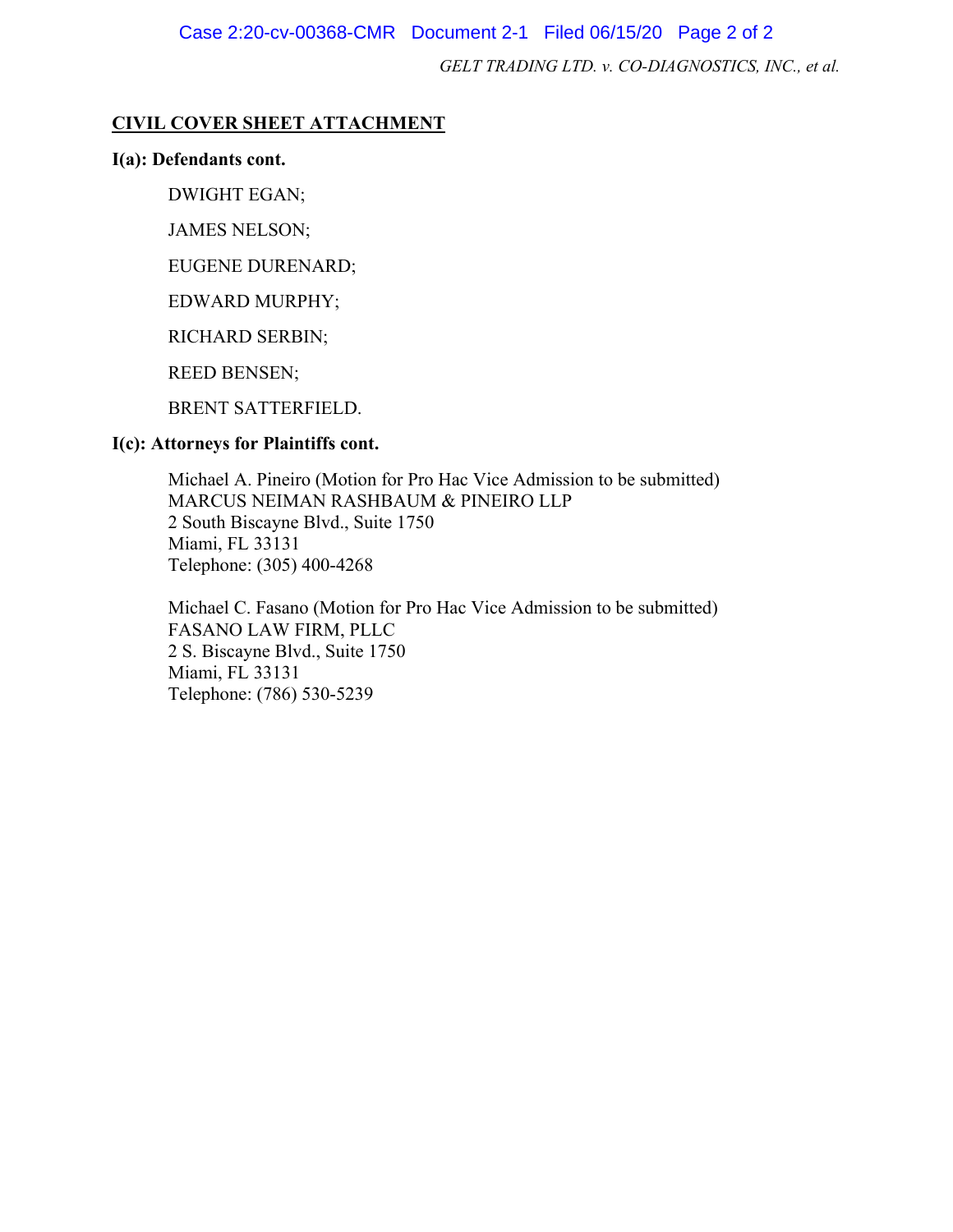## CIVIL COVER SHEET ATTACHMENT

**I(a): Defendants cont.**

DWIGHT EGAN;

JAMES NELSON;

EUGENE DURENARD;

EDWARD MURPHY;

RICHARD SERBIN;

REED BENSEN;

BRENT SATTERFIELD.

**I(c): Attorneys for Plaintiffs cont.**

Michael A. Pineiro (Motion for Pro Hac Vice Admission to be submitted)
MARCUS NEIMAN RASHBAUM & PINEIRO LLP
2 South Biscayne Blvd., Suite 1750
Miami, FL 33131
Telephone: (305) 400-4268

Michael C. Fasano (Motion for Pro Hac Vice Admission to be submitted)
FASANO LAW FIRM, PLLC
2 S. Biscayne Blvd., Suite 1750
Miami, FL 33131
Telephone: (786) 530-5239